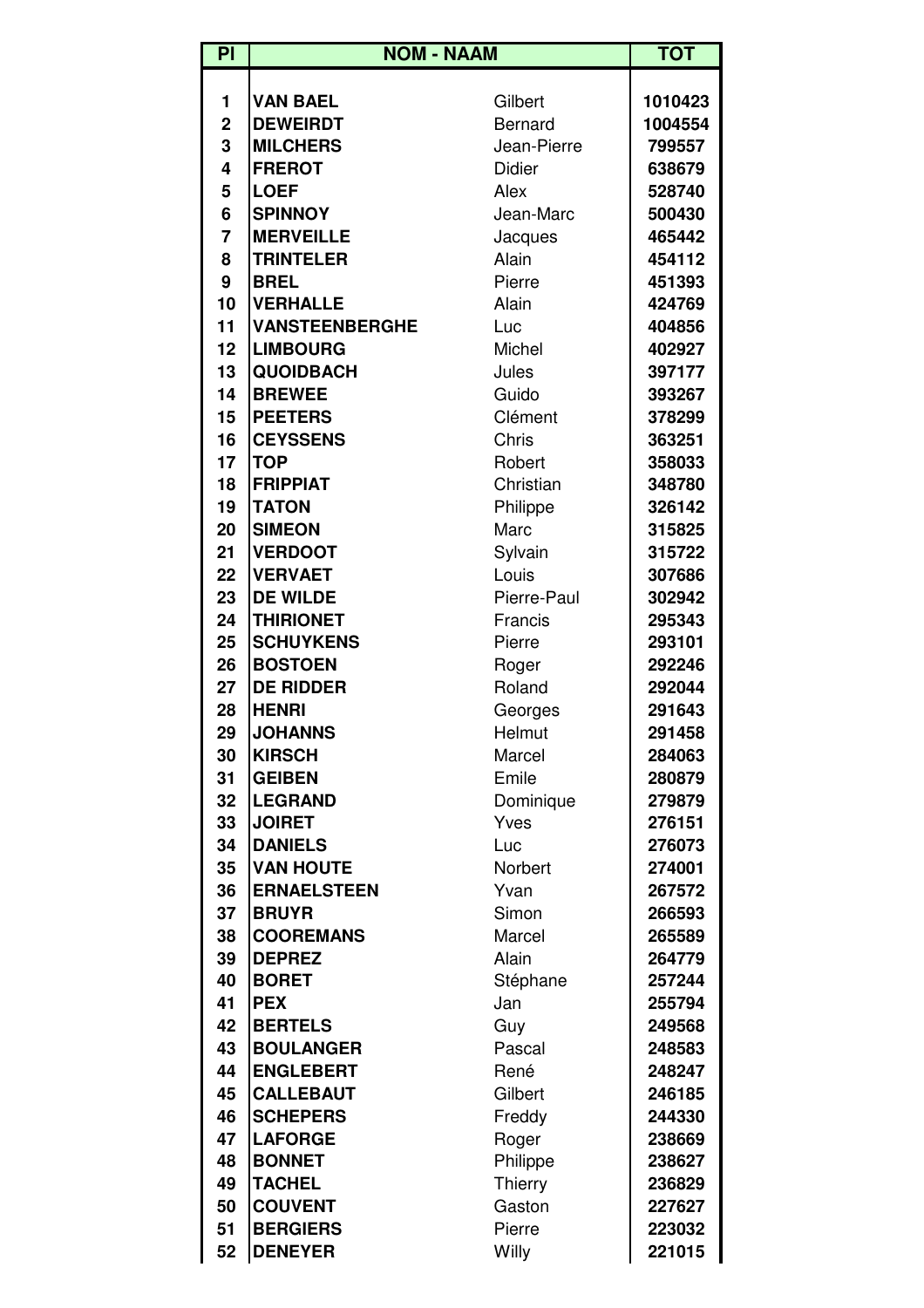| Pl | NOM - NAAM | | TOT |
|---|---|---|---|
| 1 | **VAN BAEL** | Gilbert | **1010423** |
| 2 | **DEWEIRDT** | Bernard | **1004554** |
| 3 | **MILCHERS** | Jean-Pierre | **799557** |
| 4 | **FREROT** | Didier | **638679** |
| 5 | **LOEF** | Alex | **528740** |
| 6 | **SPINNOY** | Jean-Marc | **500430** |
| 7 | **MERVEILLE** | Jacques | **465442** |
| 8 | **TRINTELER** | Alain | **454112** |
| 9 | **BREL** | Pierre | **451393** |
| 10 | **VERHALLE** | Alain | **424769** |
| 11 | **VANSTEENBERGHE** | Luc | **404856** |
| 12 | **LIMBOURG** | Michel | **402927** |
| 13 | **QUOIDBACH** | Jules | **397177** |
| 14 | **BREWEE** | Guido | **393267** |
| 15 | **PEETERS** | Clément | **378299** |
| 16 | **CEYSSENS** | Chris | **363251** |
| 17 | **TOP** | Robert | **358033** |
| 18 | **FRIPPIAT** | Christian | **348780** |
| 19 | **TATON** | Philippe | **326142** |
| 20 | **SIMEON** | Marc | **315825** |
| 21 | **VERDOOT** | Sylvain | **315722** |
| 22 | **VERVAET** | Louis | **307686** |
| 23 | **DE WILDE** | Pierre-Paul | **302942** |
| 24 | **THIRIONET** | Francis | **295343** |
| 25 | **SCHUYKENS** | Pierre | **293101** |
| 26 | **BOSTOEN** | Roger | **292246** |
| 27 | **DE RIDDER** | Roland | **292044** |
| 28 | **HENRI** | Georges | **291643** |
| 29 | **JOHANNS** | Helmut | **291458** |
| 30 | **KIRSCH** | Marcel | **284063** |
| 31 | **GEIBEN** | Emile | **280879** |
| 32 | **LEGRAND** | Dominique | **279879** |
| 33 | **JOIRET** | Yves | **276151** |
| 34 | **DANIELS** | Luc | **276073** |
| 35 | **VAN HOUTE** | Norbert | **274001** |
| 36 | **ERNAELSTEEN** | Yvan | **267572** |
| 37 | **BRUYR** | Simon | **266593** |
| 38 | **COOREMANS** | Marcel | **265589** |
| 39 | **DEPREZ** | Alain | **264779** |
| 40 | **BORET** | Stéphane | **257244** |
| 41 | **PEX** | Jan | **255794** |
| 42 | **BERTELS** | Guy | **249568** |
| 43 | **BOULANGER** | Pascal | **248583** |
| 44 | **ENGLEBERT** | René | **248247** |
| 45 | **CALLEBAUT** | Gilbert | **246185** |
| 46 | **SCHEPERS** | Freddy | **244330** |
| 47 | **LAFORGE** | Roger | **238669** |
| 48 | **BONNET** | Philippe | **238627** |
| 49 | **TACHEL** | Thierry | **236829** |
| 50 | **COUVENT** | Gaston | **227627** |
| 51 | **BERGIERS** | Pierre | **223032** |
| 52 | **DENEYER** | Willy | **221015** |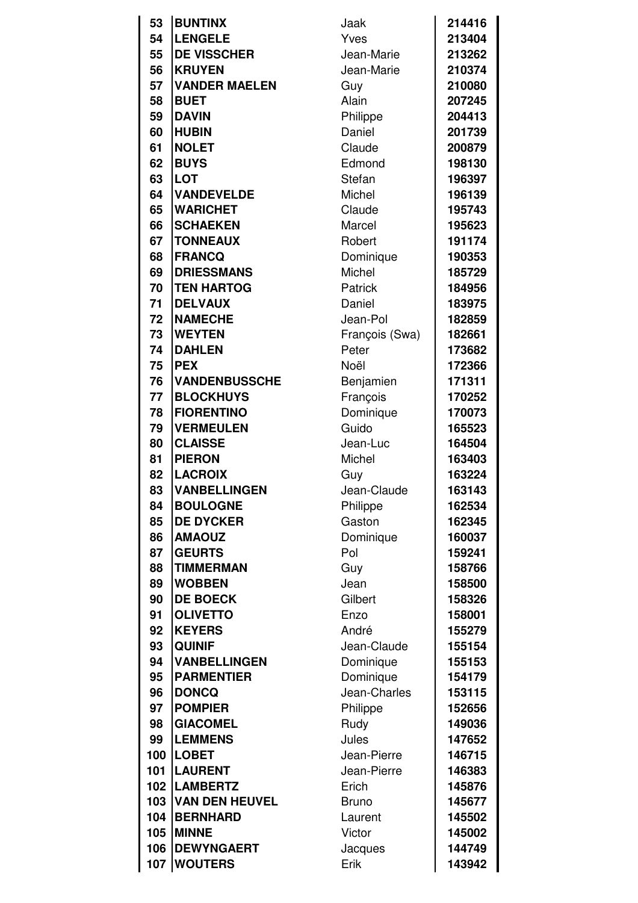| | | | |
|---|---|---|---|
| 53 | **BUNTINX** | Jaak | **214416** |
| 54 | **LENGELE** | Yves | **213404** |
| 55 | **DE VISSCHER** | Jean-Marie | **213262** |
| 56 | **KRUYEN** | Jean-Marie | **210374** |
| 57 | **VANDER MAELEN** | Guy | **210080** |
| 58 | **BUET** | Alain | **207245** |
| 59 | **DAVIN** | Philippe | **204413** |
| 60 | **HUBIN** | Daniel | **201739** |
| 61 | **NOLET** | Claude | **200879** |
| 62 | **BUYS** | Edmond | **198130** |
| 63 | **LOT** | Stefan | **196397** |
| 64 | **VANDEVELDE** | Michel | **196139** |
| 65 | **WARICHET** | Claude | **195743** |
| 66 | **SCHAEKEN** | Marcel | **195623** |
| 67 | **TONNEAUX** | Robert | **191174** |
| 68 | **FRANCQ** | Dominique | **190353** |
| 69 | **DRIESSMANS** | Michel | **185729** |
| 70 | **TEN HARTOG** | Patrick | **184956** |
| 71 | **DELVAUX** | Daniel | **183975** |
| 72 | **NAMECHE** | Jean-Pol | **182859** |
| 73 | **WEYTEN** | François (Swa) | **182661** |
| 74 | **DAHLEN** | Peter | **173682** |
| 75 | **PEX** | Noël | **172366** |
| 76 | **VANDENBUSSCHE** | Benjamien | **171311** |
| 77 | **BLOCKHUYS** | François | **170252** |
| 78 | **FIORENTINO** | Dominique | **170073** |
| 79 | **VERMEULEN** | Guido | **165523** |
| 80 | **CLAISSE** | Jean-Luc | **164504** |
| 81 | **PIERON** | Michel | **163403** |
| 82 | **LACROIX** | Guy | **163224** |
| 83 | **VANBELLINGEN** | Jean-Claude | **163143** |
| 84 | **BOULOGNE** | Philippe | **162534** |
| 85 | **DE DYCKER** | Gaston | **162345** |
| 86 | **AMAOUZ** | Dominique | **160037** |
| 87 | **GEURTS** | Pol | **159241** |
| 88 | **TIMMERMAN** | Guy | **158766** |
| 89 | **WOBBEN** | Jean | **158500** |
| 90 | **DE BOECK** | Gilbert | **158326** |
| 91 | **OLIVETTO** | Enzo | **158001** |
| 92 | **KEYERS** | André | **155279** |
| 93 | **QUINIF** | Jean-Claude | **155154** |
| 94 | **VANBELLINGEN** | Dominique | **155153** |
| 95 | **PARMENTIER** | Dominique | **154179** |
| 96 | **DONCQ** | Jean-Charles | **153115** |
| 97 | **POMPIER** | Philippe | **152656** |
| 98 | **GIACOMEL** | Rudy | **149036** |
| 99 | **LEMMENS** | Jules | **147652** |
| 100 | **LOBET** | Jean-Pierre | **146715** |
| 101 | **LAURENT** | Jean-Pierre | **146383** |
| 102 | **LAMBERTZ** | Erich | **145876** |
| 103 | **VAN DEN HEUVEL** | Bruno | **145677** |
| 104 | **BERNHARD** | Laurent | **145502** |
| 105 | **MINNE** | Victor | **145002** |
| 106 | **DEWYNGAERT** | Jacques | **144749** |
| 107 | **WOUTERS** | Erik | **143942** |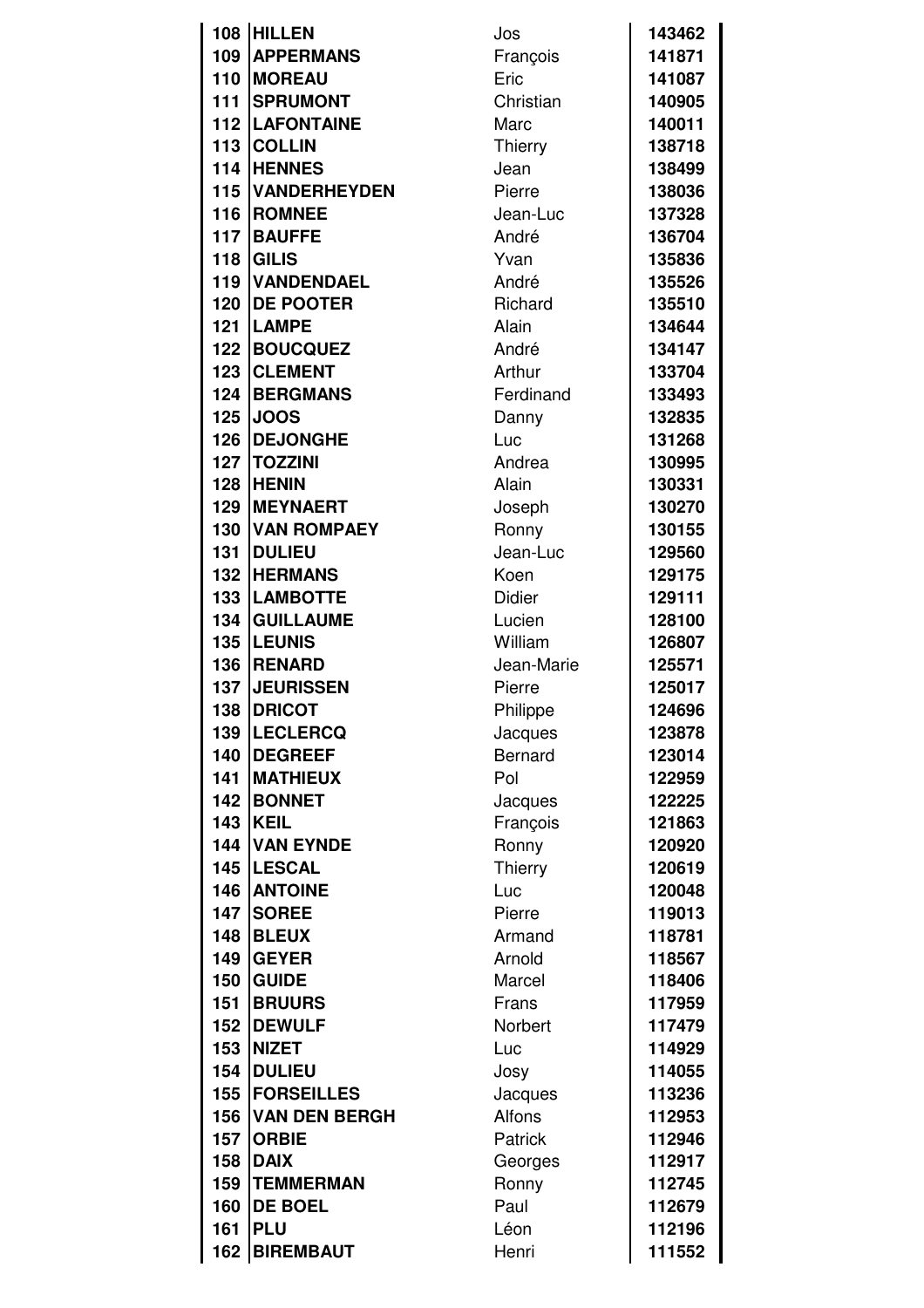| | | | |
|---|---|---|---|
| 108 | **HILLEN** | Jos | **143462** |
| 109 | **APPERMANS** | François | **141871** |
| 110 | **MOREAU** | Eric | **141087** |
| 111 | **SPRUMONT** | Christian | **140905** |
| 112 | **LAFONTAINE** | Marc | **140011** |
| 113 | **COLLIN** | Thierry | **138718** |
| 114 | **HENNES** | Jean | **138499** |
| 115 | **VANDERHEYDEN** | Pierre | **138036** |
| 116 | **ROMNEE** | Jean-Luc | **137328** |
| 117 | **BAUFFE** | André | **136704** |
| 118 | **GILIS** | Yvan | **135836** |
| 119 | **VANDENDAEL** | André | **135526** |
| 120 | **DE POOTER** | Richard | **135510** |
| 121 | **LAMPE** | Alain | **134644** |
| 122 | **BOUCQUEZ** | André | **134147** |
| 123 | **CLEMENT** | Arthur | **133704** |
| 124 | **BERGMANS** | Ferdinand | **133493** |
| 125 | **JOOS** | Danny | **132835** |
| 126 | **DEJONGHE** | Luc | **131268** |
| 127 | **TOZZINI** | Andrea | **130995** |
| 128 | **HENIN** | Alain | **130331** |
| 129 | **MEYNAERT** | Joseph | **130270** |
| 130 | **VAN ROMPAEY** | Ronny | **130155** |
| 131 | **DULIEU** | Jean-Luc | **129560** |
| 132 | **HERMANS** | Koen | **129175** |
| 133 | **LAMBOTTE** | Didier | **129111** |
| 134 | **GUILLAUME** | Lucien | **128100** |
| 135 | **LEUNIS** | William | **126807** |
| 136 | **RENARD** | Jean-Marie | **125571** |
| 137 | **JEURISSEN** | Pierre | **125017** |
| 138 | **DRICOT** | Philippe | **124696** |
| 139 | **LECLERCQ** | Jacques | **123878** |
| 140 | **DEGREEF** | Bernard | **123014** |
| 141 | **MATHIEUX** | Pol | **122959** |
| 142 | **BONNET** | Jacques | **122225** |
| 143 | **KEIL** | François | **121863** |
| 144 | **VAN EYNDE** | Ronny | **120920** |
| 145 | **LESCAL** | Thierry | **120619** |
| 146 | **ANTOINE** | Luc | **120048** |
| 147 | **SOREE** | Pierre | **119013** |
| 148 | **BLEUX** | Armand | **118781** |
| 149 | **GEYER** | Arnold | **118567** |
| 150 | **GUIDE** | Marcel | **118406** |
| 151 | **BRUURS** | Frans | **117959** |
| 152 | **DEWULF** | Norbert | **117479** |
| 153 | **NIZET** | Luc | **114929** |
| 154 | **DULIEU** | Josy | **114055** |
| 155 | **FORSEILLES** | Jacques | **113236** |
| 156 | **VAN DEN BERGH** | Alfons | **112953** |
| 157 | **ORBIE** | Patrick | **112946** |
| 158 | **DAIX** | Georges | **112917** |
| 159 | **TEMMERMAN** | Ronny | **112745** |
| 160 | **DE BOEL** | Paul | **112679** |
| 161 | **PLU** | Léon | **112196** |
| 162 | **BIREMBAUT** | Henri | **111552** |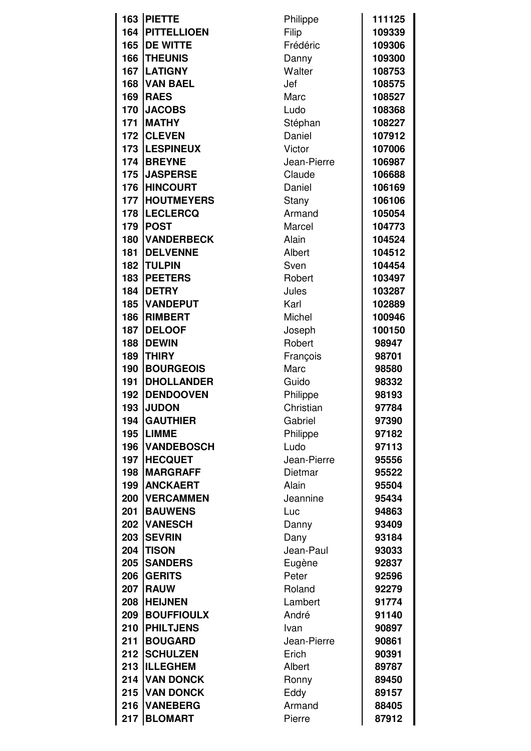| 163 | **PIETTE** | Philippe | **111125** |
|---|---|---|---|
| 164 | **PITTELLIOEN** | Filip | **109339** |
| 165 | **DE WITTE** | Frédéric | **109306** |
| 166 | **THEUNIS** | Danny | **109300** |
| 167 | **LATIGNY** | Walter | **108753** |
| 168 | **VAN BAEL** | Jef | **108575** |
| 169 | **RAES** | Marc | **108527** |
| 170 | **JACOBS** | Ludo | **108368** |
| 171 | **MATHY** | Stéphan | **108227** |
| 172 | **CLEVEN** | Daniel | **107912** |
| 173 | **LESPINEUX** | Victor | **107006** |
| 174 | **BREYNE** | Jean-Pierre | **106987** |
| 175 | **JASPERSE** | Claude | **106688** |
| 176 | **HINCOURT** | Daniel | **106169** |
| 177 | **HOUTMEYERS** | Stany | **106106** |
| 178 | **LECLERCQ** | Armand | **105054** |
| 179 | **POST** | Marcel | **104773** |
| 180 | **VANDERBECK** | Alain | **104524** |
| 181 | **DELVENNE** | Albert | **104512** |
| 182 | **TULPIN** | Sven | **104454** |
| 183 | **PEETERS** | Robert | **103497** |
| 184 | **DETRY** | Jules | **103287** |
| 185 | **VANDEPUT** | Karl | **102889** |
| 186 | **RIMBERT** | Michel | **100946** |
| 187 | **DELOOF** | Joseph | **100150** |
| 188 | **DEWIN** | Robert | **98947** |
| 189 | **THIRY** | François | **98701** |
| 190 | **BOURGEOIS** | Marc | **98580** |
| 191 | **DHOLLANDER** | Guido | **98332** |
| 192 | **DENDOOVEN** | Philippe | **98193** |
| 193 | **JUDON** | Christian | **97784** |
| 194 | **GAUTHIER** | Gabriel | **97390** |
| 195 | **LIMME** | Philippe | **97182** |
| 196 | **VANDEBOSCH** | Ludo | **97113** |
| 197 | **HECQUET** | Jean-Pierre | **95556** |
| 198 | **MARGRAFF** | Dietmar | **95522** |
| 199 | **ANCKAERT** | Alain | **95504** |
| 200 | **VERCAMMEN** | Jeannine | **95434** |
| 201 | **BAUWENS** | Luc | **94863** |
| 202 | **VANESCH** | Danny | **93409** |
| 203 | **SEVRIN** | Dany | **93184** |
| 204 | **TISON** | Jean-Paul | **93033** |
| 205 | **SANDERS** | Eugène | **92837** |
| 206 | **GERITS** | Peter | **92596** |
| 207 | **RAUW** | Roland | **92279** |
| 208 | **HEIJNEN** | Lambert | **91774** |
| 209 | **BOUFFIOULX** | André | **91140** |
| 210 | **PHILTJENS** | Ivan | **90897** |
| 211 | **BOUGARD** | Jean-Pierre | **90861** |
| 212 | **SCHULZEN** | Erich | **90391** |
| 213 | **ILLEGHEM** | Albert | **89787** |
| 214 | **VAN DONCK** | Ronny | **89450** |
| 215 | **VAN DONCK** | Eddy | **89157** |
| 216 | **VANEBERG** | Armand | **88405** |
| 217 | **BLOMART** | Pierre | **87912** |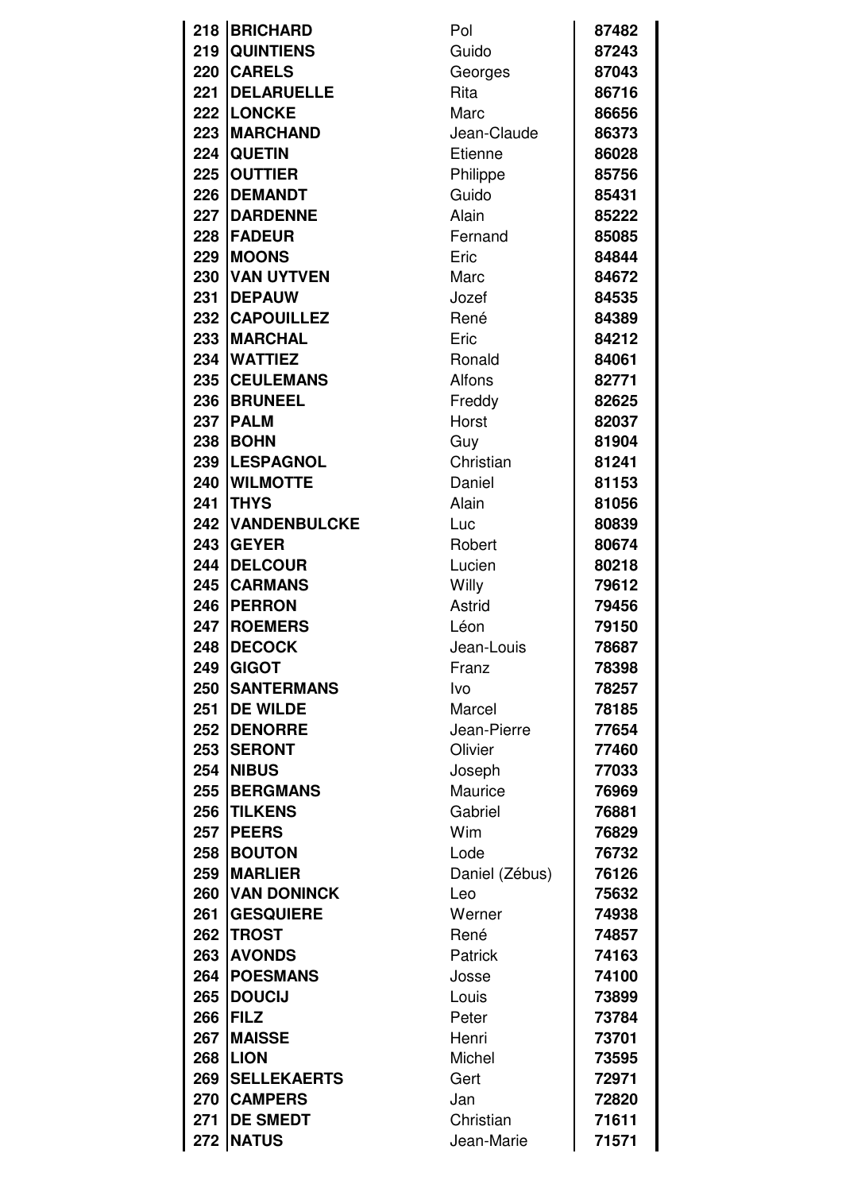| | | | |
|---|---|---|---|
| 218 | **BRICHARD** | Pol | **87482** |
| 219 | **QUINTIENS** | Guido | **87243** |
| 220 | **CARELS** | Georges | **87043** |
| 221 | **DELARUELLE** | Rita | **86716** |
| 222 | **LONCKE** | Marc | **86656** |
| 223 | **MARCHAND** | Jean-Claude | **86373** |
| 224 | **QUETIN** | Etienne | **86028** |
| 225 | **OUTTIER** | Philippe | **85756** |
| 226 | **DEMANDT** | Guido | **85431** |
| 227 | **DARDENNE** | Alain | **85222** |
| 228 | **FADEUR** | Fernand | **85085** |
| 229 | **MOONS** | Eric | **84844** |
| 230 | **VAN UYTVEN** | Marc | **84672** |
| 231 | **DEPAUW** | Jozef | **84535** |
| 232 | **CAPOUILLEZ** | René | **84389** |
| 233 | **MARCHAL** | Eric | **84212** |
| 234 | **WATTIEZ** | Ronald | **84061** |
| 235 | **CEULEMANS** | Alfons | **82771** |
| 236 | **BRUNEEL** | Freddy | **82625** |
| 237 | **PALM** | Horst | **82037** |
| 238 | **BOHN** | Guy | **81904** |
| 239 | **LESPAGNOL** | Christian | **81241** |
| 240 | **WILMOTTE** | Daniel | **81153** |
| 241 | **THYS** | Alain | **81056** |
| 242 | **VANDENBULCKE** | Luc | **80839** |
| 243 | **GEYER** | Robert | **80674** |
| 244 | **DELCOUR** | Lucien | **80218** |
| 245 | **CARMANS** | Willy | **79612** |
| 246 | **PERRON** | Astrid | **79456** |
| 247 | **ROEMERS** | Léon | **79150** |
| 248 | **DECOCK** | Jean-Louis | **78687** |
| 249 | **GIGOT** | Franz | **78398** |
| 250 | **SANTERMANS** | Ivo | **78257** |
| 251 | **DE WILDE** | Marcel | **78185** |
| 252 | **DENORRE** | Jean-Pierre | **77654** |
| 253 | **SERONT** | Olivier | **77460** |
| 254 | **NIBUS** | Joseph | **77033** |
| 255 | **BERGMANS** | Maurice | **76969** |
| 256 | **TILKENS** | Gabriel | **76881** |
| 257 | **PEERS** | Wim | **76829** |
| 258 | **BOUTON** | Lode | **76732** |
| 259 | **MARLIER** | Daniel (Zébus) | **76126** |
| 260 | **VAN DONINCK** | Leo | **75632** |
| 261 | **GESQUIERE** | Werner | **74938** |
| 262 | **TROST** | René | **74857** |
| 263 | **AVONDS** | Patrick | **74163** |
| 264 | **POESMANS** | Josse | **74100** |
| 265 | **DOUCIJ** | Louis | **73899** |
| 266 | **FILZ** | Peter | **73784** |
| 267 | **MAISSE** | Henri | **73701** |
| 268 | **LION** | Michel | **73595** |
| 269 | **SELLEKAERTS** | Gert | **72971** |
| 270 | **CAMPERS** | Jan | **72820** |
| 271 | **DE SMEDT** | Christian | **71611** |
| 272 | **NATUS** | Jean-Marie | **71571** |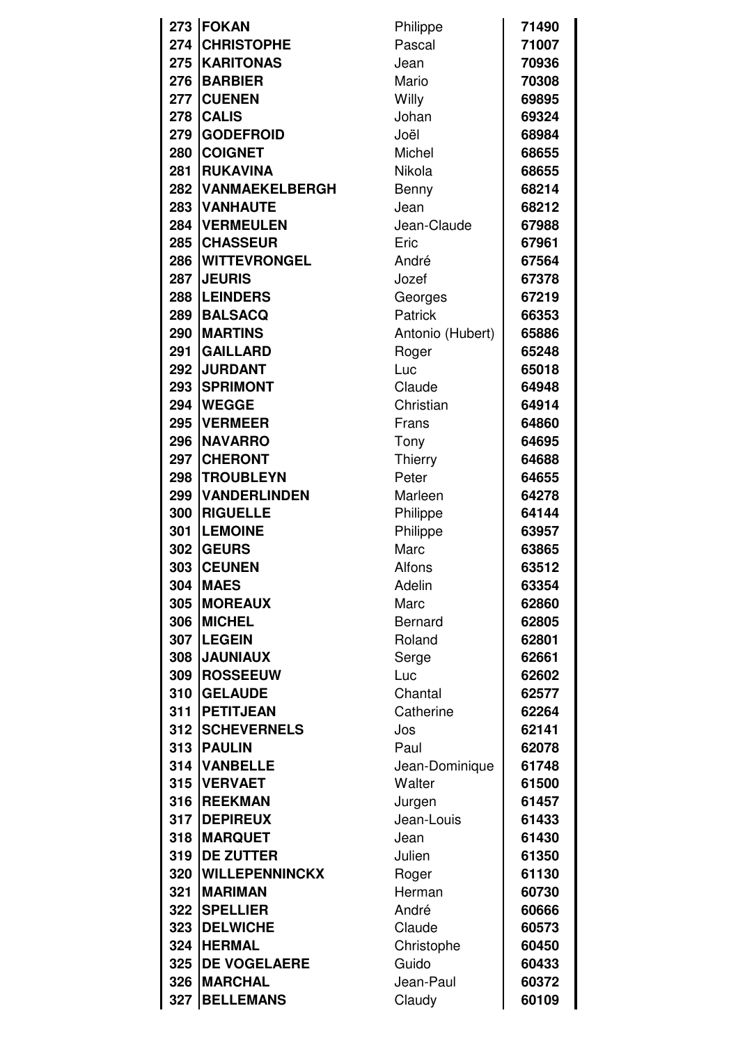| | | | |
|---|---|---|---|
| 273 | **FOKAN** | Philippe | **71490** |
| 274 | **CHRISTOPHE** | Pascal | **71007** |
| 275 | **KARITONAS** | Jean | **70936** |
| 276 | **BARBIER** | Mario | **70308** |
| 277 | **CUENEN** | Willy | **69895** |
| 278 | **CALIS** | Johan | **69324** |
| 279 | **GODEFROID** | Joël | **68984** |
| 280 | **COIGNET** | Michel | **68655** |
| 281 | **RUKAVINA** | Nikola | **68655** |
| 282 | **VANMAEKELBERGH** | Benny | **68214** |
| 283 | **VANHAUTE** | Jean | **68212** |
| 284 | **VERMEULEN** | Jean-Claude | **67988** |
| 285 | **CHASSEUR** | Eric | **67961** |
| 286 | **WITTEVRONGEL** | André | **67564** |
| 287 | **JEURIS** | Jozef | **67378** |
| 288 | **LEINDERS** | Georges | **67219** |
| 289 | **BALSACQ** | Patrick | **66353** |
| 290 | **MARTINS** | Antonio (Hubert) | **65886** |
| 291 | **GAILLARD** | Roger | **65248** |
| 292 | **JURDANT** | Luc | **65018** |
| 293 | **SPRIMONT** | Claude | **64948** |
| 294 | **WEGGE** | Christian | **64914** |
| 295 | **VERMEER** | Frans | **64860** |
| 296 | **NAVARRO** | Tony | **64695** |
| 297 | **CHERONT** | Thierry | **64688** |
| 298 | **TROUBLEYN** | Peter | **64655** |
| 299 | **VANDERLINDEN** | Marleen | **64278** |
| 300 | **RIGUELLE** | Philippe | **64144** |
| 301 | **LEMOINE** | Philippe | **63957** |
| 302 | **GEURS** | Marc | **63865** |
| 303 | **CEUNEN** | Alfons | **63512** |
| 304 | **MAES** | Adelin | **63354** |
| 305 | **MOREAUX** | Marc | **62860** |
| 306 | **MICHEL** | Bernard | **62805** |
| 307 | **LEGEIN** | Roland | **62801** |
| 308 | **JAUNIAUX** | Serge | **62661** |
| 309 | **ROSSEEUW** | Luc | **62602** |
| 310 | **GELAUDE** | Chantal | **62577** |
| 311 | **PETITJEAN** | Catherine | **62264** |
| 312 | **SCHEVERNELS** | Jos | **62141** |
| 313 | **PAULIN** | Paul | **62078** |
| 314 | **VANBELLE** | Jean-Dominique | **61748** |
| 315 | **VERVAET** | Walter | **61500** |
| 316 | **REEKMAN** | Jurgen | **61457** |
| 317 | **DEPIREUX** | Jean-Louis | **61433** |
| 318 | **MARQUET** | Jean | **61430** |
| 319 | **DE ZUTTER** | Julien | **61350** |
| 320 | **WILLEPENNINCKX** | Roger | **61130** |
| 321 | **MARIMAN** | Herman | **60730** |
| 322 | **SPELLIER** | André | **60666** |
| 323 | **DELWICHE** | Claude | **60573** |
| 324 | **HERMAL** | Christophe | **60450** |
| 325 | **DE VOGELAERE** | Guido | **60433** |
| 326 | **MARCHAL** | Jean-Paul | **60372** |
| 327 | **BELLEMANS** | Claudy | **60109** |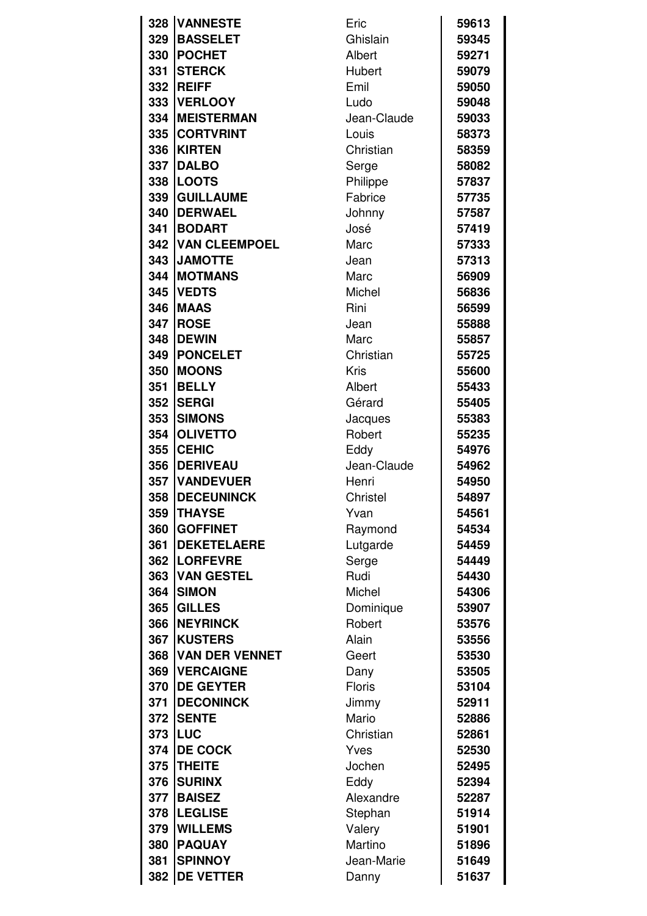| | | | |
|---|---|---|---|
| **328** | **VANNESTE** | Eric | **59613** |
| **329** | **BASSELET** | Ghislain | **59345** |
| **330** | **POCHET** | Albert | **59271** |
| **331** | **STERCK** | Hubert | **59079** |
| **332** | **REIFF** | Emil | **59050** |
| **333** | **VERLOOY** | Ludo | **59048** |
| **334** | **MEISTERMAN** | Jean-Claude | **59033** |
| **335** | **CORTVRINT** | Louis | **58373** |
| **336** | **KIRTEN** | Christian | **58359** |
| **337** | **DALBO** | Serge | **58082** |
| **338** | **LOOTS** | Philippe | **57837** |
| **339** | **GUILLAUME** | Fabrice | **57735** |
| **340** | **DERWAEL** | Johnny | **57587** |
| **341** | **BODART** | José | **57419** |
| **342** | **VAN CLEEMPOEL** | Marc | **57333** |
| **343** | **JAMOTTE** | Jean | **57313** |
| **344** | **MOTMANS** | Marc | **56909** |
| **345** | **VEDTS** | Michel | **56836** |
| **346** | **MAAS** | Rini | **56599** |
| **347** | **ROSE** | Jean | **55888** |
| **348** | **DEWIN** | Marc | **55857** |
| **349** | **PONCELET** | Christian | **55725** |
| **350** | **MOONS** | Kris | **55600** |
| **351** | **BELLY** | Albert | **55433** |
| **352** | **SERGI** | Gérard | **55405** |
| **353** | **SIMONS** | Jacques | **55383** |
| **354** | **OLIVETTO** | Robert | **55235** |
| **355** | **CEHIC** | Eddy | **54976** |
| **356** | **DERIVEAU** | Jean-Claude | **54962** |
| **357** | **VANDEVUER** | Henri | **54950** |
| **358** | **DECEUNINCK** | Christel | **54897** |
| **359** | **THAYSE** | Yvan | **54561** |
| **360** | **GOFFINET** | Raymond | **54534** |
| **361** | **DEKETELAERE** | Lutgarde | **54459** |
| **362** | **LORFEVRE** | Serge | **54449** |
| **363** | **VAN GESTEL** | Rudi | **54430** |
| **364** | **SIMON** | Michel | **54306** |
| **365** | **GILLES** | Dominique | **53907** |
| **366** | **NEYRINCK** | Robert | **53576** |
| **367** | **KUSTERS** | Alain | **53556** |
| **368** | **VAN DER VENNET** | Geert | **53530** |
| **369** | **VERCAIGNE** | Dany | **53505** |
| **370** | **DE GEYTER** | Floris | **53104** |
| **371** | **DECONINCK** | Jimmy | **52911** |
| **372** | **SENTE** | Mario | **52886** |
| **373** | **LUC** | Christian | **52861** |
| **374** | **DE COCK** | Yves | **52530** |
| **375** | **THEITE** | Jochen | **52495** |
| **376** | **SURINX** | Eddy | **52394** |
| **377** | **BAISEZ** | Alexandre | **52287** |
| **378** | **LEGLISE** | Stephan | **51914** |
| **379** | **WILLEMS** | Valery | **51901** |
| **380** | **PAQUAY** | Martino | **51896** |
| **381** | **SPINNOY** | Jean-Marie | **51649** |
| **382** | **DE VETTER** | Danny | **51637** |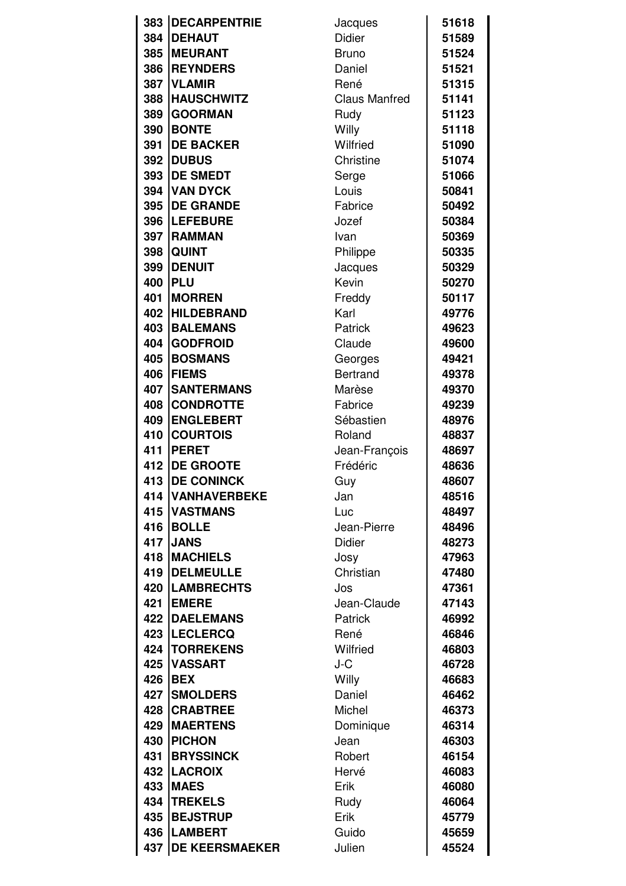| | | | |
|---|---|---|---|
| 383 | **DECARPENTRIE** | Jacques | **51618** |
| 384 | **DEHAUT** | Didier | **51589** |
| 385 | **MEURANT** | Bruno | **51524** |
| 386 | **REYNDERS** | Daniel | **51521** |
| 387 | **VLAMIR** | René | **51315** |
| 388 | **HAUSCHWITZ** | Claus Manfred | **51141** |
| 389 | **GOORMAN** | Rudy | **51123** |
| 390 | **BONTE** | Willy | **51118** |
| 391 | **DE BACKER** | Wilfried | **51090** |
| 392 | **DUBUS** | Christine | **51074** |
| 393 | **DE SMEDT** | Serge | **51066** |
| 394 | **VAN DYCK** | Louis | **50841** |
| 395 | **DE GRANDE** | Fabrice | **50492** |
| 396 | **LEFEBURE** | Jozef | **50384** |
| 397 | **RAMMAN** | Ivan | **50369** |
| 398 | **QUINT** | Philippe | **50335** |
| 399 | **DENUIT** | Jacques | **50329** |
| 400 | **PLU** | Kevin | **50270** |
| 401 | **MORREN** | Freddy | **50117** |
| 402 | **HILDEBRAND** | Karl | **49776** |
| 403 | **BALEMANS** | Patrick | **49623** |
| 404 | **GODFROID** | Claude | **49600** |
| 405 | **BOSMANS** | Georges | **49421** |
| 406 | **FIEMS** | Bertrand | **49378** |
| 407 | **SANTERMANS** | Marèse | **49370** |
| 408 | **CONDROTTE** | Fabrice | **49239** |
| 409 | **ENGLEBERT** | Sébastien | **48976** |
| 410 | **COURTOIS** | Roland | **48837** |
| 411 | **PERET** | Jean-François | **48697** |
| 412 | **DE GROOTE** | Frédéric | **48636** |
| 413 | **DE CONINCK** | Guy | **48607** |
| 414 | **VANHAVERBEKE** | Jan | **48516** |
| 415 | **VASTMANS** | Luc | **48497** |
| 416 | **BOLLE** | Jean-Pierre | **48496** |
| 417 | **JANS** | Didier | **48273** |
| 418 | **MACHIELS** | Josy | **47963** |
| 419 | **DELMEULLE** | Christian | **47480** |
| 420 | **LAMBRECHTS** | Jos | **47361** |
| 421 | **EMERE** | Jean-Claude | **47143** |
| 422 | **DAELEMANS** | Patrick | **46992** |
| 423 | **LECLERCQ** | René | **46846** |
| 424 | **TORREKENS** | Wilfried | **46803** |
| 425 | **VASSART** | J-C | **46728** |
| 426 | **BEX** | Willy | **46683** |
| 427 | **SMOLDERS** | Daniel | **46462** |
| 428 | **CRABTREE** | Michel | **46373** |
| 429 | **MAERTENS** | Dominique | **46314** |
| 430 | **PICHON** | Jean | **46303** |
| 431 | **BRYSSINCK** | Robert | **46154** |
| 432 | **LACROIX** | Hervé | **46083** |
| 433 | **MAES** | Erik | **46080** |
| 434 | **TREKELS** | Rudy | **46064** |
| 435 | **BEJSTRUP** | Erik | **45779** |
| 436 | **LAMBERT** | Guido | **45659** |
| 437 | **DE KEERSMAEKER** | Julien | **45524** |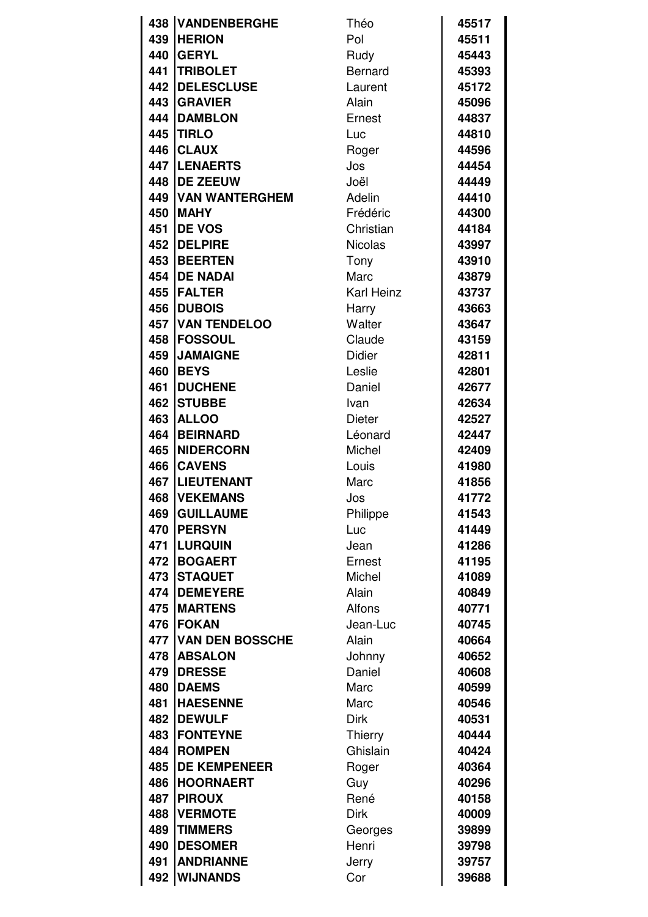| | | | |
|---|---|---|---|
| 438 | **VANDENBERGHE** | Théo | **45517** |
| 439 | **HERION** | Pol | **45511** |
| 440 | **GERYL** | Rudy | **45443** |
| 441 | **TRIBOLET** | Bernard | **45393** |
| 442 | **DELESCLUSE** | Laurent | **45172** |
| 443 | **GRAVIER** | Alain | **45096** |
| 444 | **DAMBLON** | Ernest | **44837** |
| 445 | **TIRLO** | Luc | **44810** |
| 446 | **CLAUX** | Roger | **44596** |
| 447 | **LENAERTS** | Jos | **44454** |
| 448 | **DE ZEEUW** | Joël | **44449** |
| 449 | **VAN WANTERGHEM** | Adelin | **44410** |
| 450 | **MAHY** | Frédéric | **44300** |
| 451 | **DE VOS** | Christian | **44184** |
| 452 | **DELPIRE** | Nicolas | **43997** |
| 453 | **BEERTEN** | Tony | **43910** |
| 454 | **DE NADAI** | Marc | **43879** |
| 455 | **FALTER** | Karl Heinz | **43737** |
| 456 | **DUBOIS** | Harry | **43663** |
| 457 | **VAN TENDELOO** | Walter | **43647** |
| 458 | **FOSSOUL** | Claude | **43159** |
| 459 | **JAMAIGNE** | Didier | **42811** |
| 460 | **BEYS** | Leslie | **42801** |
| 461 | **DUCHENE** | Daniel | **42677** |
| 462 | **STUBBE** | Ivan | **42634** |
| 463 | **ALLOO** | Dieter | **42527** |
| 464 | **BEIRNARD** | Léonard | **42447** |
| 465 | **NIDERCORN** | Michel | **42409** |
| 466 | **CAVENS** | Louis | **41980** |
| 467 | **LIEUTENANT** | Marc | **41856** |
| 468 | **VEKEMANS** | Jos | **41772** |
| 469 | **GUILLAUME** | Philippe | **41543** |
| 470 | **PERSYN** | Luc | **41449** |
| 471 | **LURQUIN** | Jean | **41286** |
| 472 | **BOGAERT** | Ernest | **41195** |
| 473 | **STAQUET** | Michel | **41089** |
| 474 | **DEMEYERE** | Alain | **40849** |
| 475 | **MARTENS** | Alfons | **40771** |
| 476 | **FOKAN** | Jean-Luc | **40745** |
| 477 | **VAN DEN BOSSCHE** | Alain | **40664** |
| 478 | **ABSALON** | Johnny | **40652** |
| 479 | **DRESSE** | Daniel | **40608** |
| 480 | **DAEMS** | Marc | **40599** |
| 481 | **HAESENNE** | Marc | **40546** |
| 482 | **DEWULF** | Dirk | **40531** |
| 483 | **FONTEYNE** | Thierry | **40444** |
| 484 | **ROMPEN** | Ghislain | **40424** |
| 485 | **DE KEMPENEER** | Roger | **40364** |
| 486 | **HOORNAERT** | Guy | **40296** |
| 487 | **PIROUX** | René | **40158** |
| 488 | **VERMOTE** | Dirk | **40009** |
| 489 | **TIMMERS** | Georges | **39899** |
| 490 | **DESOMER** | Henri | **39798** |
| 491 | **ANDRIANNE** | Jerry | **39757** |
| 492 | **WIJNANDS** | Cor | **39688** |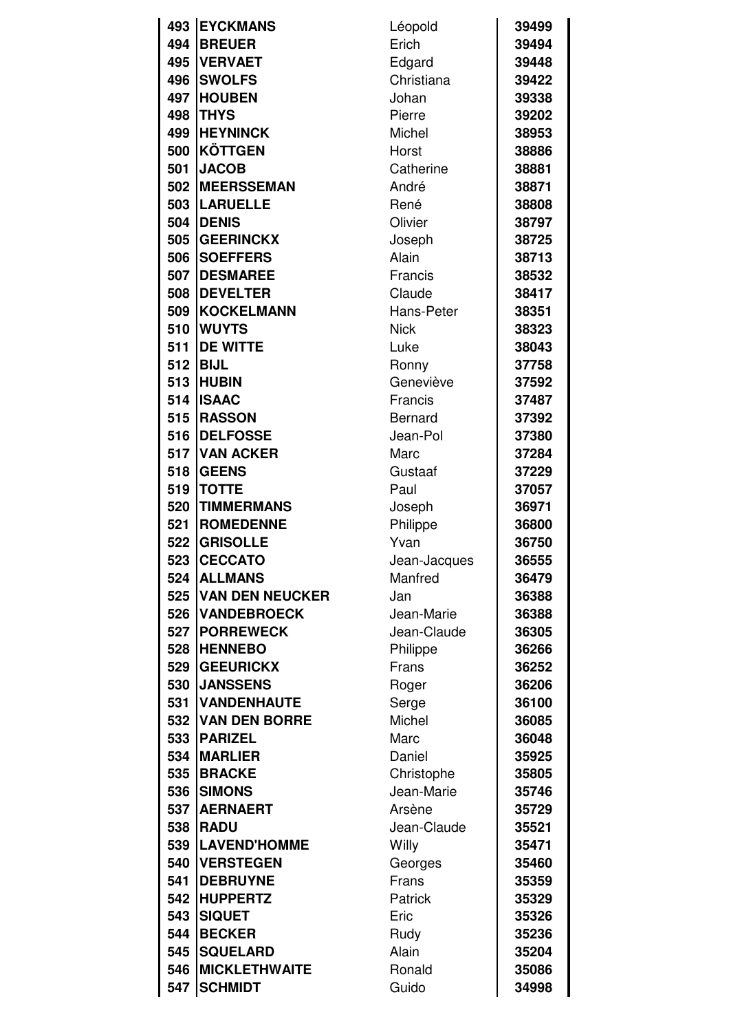| | | | |
|---|---|---|---|
| 493 | **EYCKMANS** | Léopold | **39499** |
| 494 | **BREUER** | Erich | **39494** |
| 495 | **VERVAET** | Edgard | **39448** |
| 496 | **SWOLFS** | Christiana | **39422** |
| 497 | **HOUBEN** | Johan | **39338** |
| 498 | **THYS** | Pierre | **39202** |
| 499 | **HEYNINCK** | Michel | **38953** |
| 500 | **KÖTTGEN** | Horst | **38886** |
| 501 | **JACOB** | Catherine | **38881** |
| 502 | **MEERSSEMAN** | André | **38871** |
| 503 | **LARUELLE** | René | **38808** |
| 504 | **DENIS** | Olivier | **38797** |
| 505 | **GEERINCKX** | Joseph | **38725** |
| 506 | **SOEFFERS** | Alain | **38713** |
| 507 | **DESMAREE** | Francis | **38532** |
| 508 | **DEVELTER** | Claude | **38417** |
| 509 | **KOCKELMANN** | Hans-Peter | **38351** |
| 510 | **WUYTS** | Nick | **38323** |
| 511 | **DE WITTE** | Luke | **38043** |
| 512 | **BIJL** | Ronny | **37758** |
| 513 | **HUBIN** | Geneviève | **37592** |
| 514 | **ISAAC** | Francis | **37487** |
| 515 | **RASSON** | Bernard | **37392** |
| 516 | **DELFOSSE** | Jean-Pol | **37380** |
| 517 | **VAN ACKER** | Marc | **37284** |
| 518 | **GEENS** | Gustaaf | **37229** |
| 519 | **TOTTE** | Paul | **37057** |
| 520 | **TIMMERMANS** | Joseph | **36971** |
| 521 | **ROMEDENNE** | Philippe | **36800** |
| 522 | **GRISOLLE** | Yvan | **36750** |
| 523 | **CECCATO** | Jean-Jacques | **36555** |
| 524 | **ALLMANS** | Manfred | **36479** |
| 525 | **VAN DEN NEUCKER** | Jan | **36388** |
| 526 | **VANDEBROECK** | Jean-Marie | **36388** |
| 527 | **PORREWECK** | Jean-Claude | **36305** |
| 528 | **HENNEBO** | Philippe | **36266** |
| 529 | **GEEURICKX** | Frans | **36252** |
| 530 | **JANSSENS** | Roger | **36206** |
| 531 | **VANDENHAUTE** | Serge | **36100** |
| 532 | **VAN DEN BORRE** | Michel | **36085** |
| 533 | **PARIZEL** | Marc | **36048** |
| 534 | **MARLIER** | Daniel | **35925** |
| 535 | **BRACKE** | Christophe | **35805** |
| 536 | **SIMONS** | Jean-Marie | **35746** |
| 537 | **AERNAERT** | Arsène | **35729** |
| 538 | **RADU** | Jean-Claude | **35521** |
| 539 | **LAVEND'HOMME** | Willy | **35471** |
| 540 | **VERSTEGEN** | Georges | **35460** |
| 541 | **DEBRUYNE** | Frans | **35359** |
| 542 | **HUPPERTZ** | Patrick | **35329** |
| 543 | **SIQUET** | Eric | **35326** |
| 544 | **BECKER** | Rudy | **35236** |
| 545 | **SQUELARD** | Alain | **35204** |
| 546 | **MICKLETHWAITE** | Ronald | **35086** |
| 547 | **SCHMIDT** | Guido | **34998** |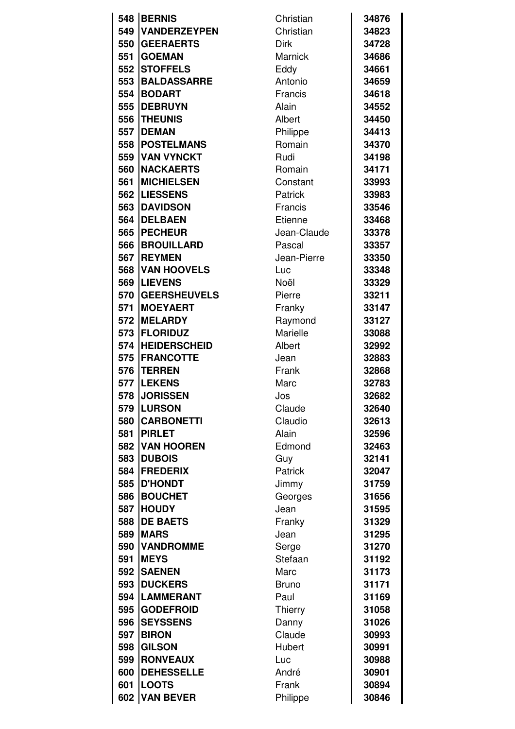| | | | |
|---|---|---|---|
| 548 | **BERNIS** | Christian | **34876** |
| 549 | **VANDERZEYPEN** | Christian | **34823** |
| 550 | **GEERAERTS** | Dirk | **34728** |
| 551 | **GOEMAN** | Marnick | **34686** |
| 552 | **STOFFELS** | Eddy | **34661** |
| 553 | **BALDASSARRE** | Antonio | **34659** |
| 554 | **BODART** | Francis | **34618** |
| 555 | **DEBRUYN** | Alain | **34552** |
| 556 | **THEUNIS** | Albert | **34450** |
| 557 | **DEMAN** | Philippe | **34413** |
| 558 | **POSTELMANS** | Romain | **34370** |
| 559 | **VAN VYNCKT** | Rudi | **34198** |
| 560 | **NACKAERTS** | Romain | **34171** |
| 561 | **MICHIELSEN** | Constant | **33993** |
| 562 | **LIESSENS** | Patrick | **33983** |
| 563 | **DAVIDSON** | Francis | **33546** |
| 564 | **DELBAEN** | Etienne | **33468** |
| 565 | **PECHEUR** | Jean-Claude | **33378** |
| 566 | **BROUILLARD** | Pascal | **33357** |
| 567 | **REYMEN** | Jean-Pierre | **33350** |
| 568 | **VAN HOOVELS** | Luc | **33348** |
| 569 | **LIEVENS** | Noël | **33329** |
| 570 | **GEERSHEUVELS** | Pierre | **33211** |
| 571 | **MOEYAERT** | Franky | **33147** |
| 572 | **MELARDY** | Raymond | **33127** |
| 573 | **FLORIDUZ** | Marielle | **33088** |
| 574 | **HEIDERSCHEID** | Albert | **32992** |
| 575 | **FRANCOTTE** | Jean | **32883** |
| 576 | **TERREN** | Frank | **32868** |
| 577 | **LEKENS** | Marc | **32783** |
| 578 | **JORISSEN** | Jos | **32682** |
| 579 | **LURSON** | Claude | **32640** |
| 580 | **CARBONETTI** | Claudio | **32613** |
| 581 | **PIRLET** | Alain | **32596** |
| 582 | **VAN HOOREN** | Edmond | **32463** |
| 583 | **DUBOIS** | Guy | **32141** |
| 584 | **FREDERIX** | Patrick | **32047** |
| 585 | **D'HONDT** | Jimmy | **31759** |
| 586 | **BOUCHET** | Georges | **31656** |
| 587 | **HOUDY** | Jean | **31595** |
| 588 | **DE BAETS** | Franky | **31329** |
| 589 | **MARS** | Jean | **31295** |
| 590 | **VANDROMME** | Serge | **31270** |
| 591 | **MEYS** | Stefaan | **31192** |
| 592 | **SAENEN** | Marc | **31173** |
| 593 | **DUCKERS** | Bruno | **31171** |
| 594 | **LAMMERANT** | Paul | **31169** |
| 595 | **GODEFROID** | Thierry | **31058** |
| 596 | **SEYSSENS** | Danny | **31026** |
| 597 | **BIRON** | Claude | **30993** |
| 598 | **GILSON** | Hubert | **30991** |
| 599 | **RONVEAUX** | Luc | **30988** |
| 600 | **DEHESSELLE** | André | **30901** |
| 601 | **LOOTS** | Frank | **30894** |
| 602 | **VAN BEVER** | Philippe | **30846** |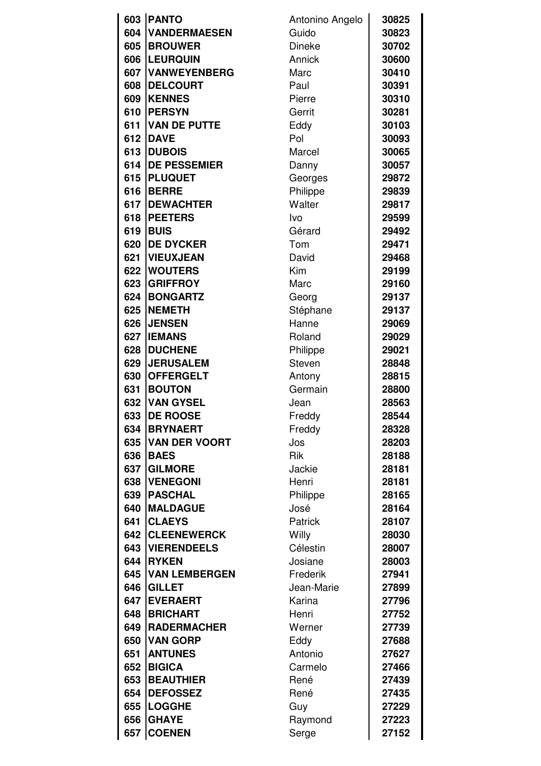| | | | |
|---|---|---|---|
| 603 | **PANTO** | Antonino Angelo | **30825** |
| 604 | **VANDERMAESEN** | Guido | **30823** |
| 605 | **BROUWER** | Dineke | **30702** |
| 606 | **LEURQUIN** | Annick | **30600** |
| 607 | **VANWEYENBERG** | Marc | **30410** |
| 608 | **DELCOURT** | Paul | **30391** |
| 609 | **KENNES** | Pierre | **30310** |
| 610 | **PERSYN** | Gerrit | **30281** |
| 611 | **VAN DE PUTTE** | Eddy | **30103** |
| 612 | **DAVE** | Pol | **30093** |
| 613 | **DUBOIS** | Marcel | **30065** |
| 614 | **DE PESSEMIER** | Danny | **30057** |
| 615 | **PLUQUET** | Georges | **29872** |
| 616 | **BERRE** | Philippe | **29839** |
| 617 | **DEWACHTER** | Walter | **29817** |
| 618 | **PEETERS** | Ivo | **29599** |
| 619 | **BUIS** | Gérard | **29492** |
| 620 | **DE DYCKER** | Tom | **29471** |
| 621 | **VIEUXJEAN** | David | **29468** |
| 622 | **WOUTERS** | Kim | **29199** |
| 623 | **GRIFFROY** | Marc | **29160** |
| 624 | **BONGARTZ** | Georg | **29137** |
| 625 | **NEMETH** | Stéphane | **29137** |
| 626 | **JENSEN** | Hanne | **29069** |
| 627 | **IEMANS** | Roland | **29029** |
| 628 | **DUCHENE** | Philippe | **29021** |
| 629 | **JERUSALEM** | Steven | **28848** |
| 630 | **OFFERGELT** | Antony | **28815** |
| 631 | **BOUTON** | Germain | **28800** |
| 632 | **VAN GYSEL** | Jean | **28563** |
| 633 | **DE ROOSE** | Freddy | **28544** |
| 634 | **BRYNAERT** | Freddy | **28328** |
| 635 | **VAN DER VOORT** | Jos | **28203** |
| 636 | **BAES** | Rik | **28188** |
| 637 | **GILMORE** | Jackie | **28181** |
| 638 | **VENEGONI** | Henri | **28181** |
| 639 | **PASCHAL** | Philippe | **28165** |
| 640 | **MALDAGUE** | José | **28164** |
| 641 | **CLAEYS** | Patrick | **28107** |
| 642 | **CLEENEWERCK** | Willy | **28030** |
| 643 | **VIERENDEELS** | Célestin | **28007** |
| 644 | **RYKEN** | Josiane | **28003** |
| 645 | **VAN LEMBERGEN** | Frederik | **27941** |
| 646 | **GILLET** | Jean-Marie | **27899** |
| 647 | **EVERAERT** | Karina | **27796** |
| 648 | **BRICHART** | Henri | **27752** |
| 649 | **RADERMACHER** | Werner | **27739** |
| 650 | **VAN GORP** | Eddy | **27688** |
| 651 | **ANTUNES** | Antonio | **27627** |
| 652 | **BIGICA** | Carmelo | **27466** |
| 653 | **BEAUTHIER** | René | **27439** |
| 654 | **DEFOSSEZ** | René | **27435** |
| 655 | **LOGGHE** | Guy | **27229** |
| 656 | **GHAYE** | Raymond | **27223** |
| 657 | **COENEN** | Serge | **27152** |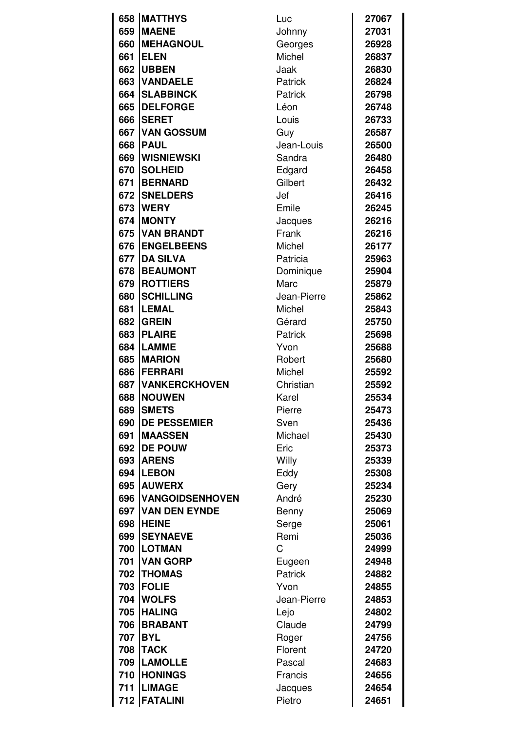| | | | |
|---|---|---|---|
| 658 | **MATTHYS** | Luc | **27067** |
| 659 | **MAENE** | Johnny | **27031** |
| 660 | **MEHAGNOUL** | Georges | **26928** |
| 661 | **ELEN** | Michel | **26837** |
| 662 | **UBBEN** | Jaak | **26830** |
| 663 | **VANDAELE** | Patrick | **26824** |
| 664 | **SLABBINCK** | Patrick | **26798** |
| 665 | **DELFORGE** | Léon | **26748** |
| 666 | **SERET** | Louis | **26733** |
| 667 | **VAN GOSSUM** | Guy | **26587** |
| 668 | **PAUL** | Jean-Louis | **26500** |
| 669 | **WISNIEWSKI** | Sandra | **26480** |
| 670 | **SOLHEID** | Edgard | **26458** |
| 671 | **BERNARD** | Gilbert | **26432** |
| 672 | **SNELDERS** | Jef | **26416** |
| 673 | **WERY** | Emile | **26245** |
| 674 | **MONTY** | Jacques | **26216** |
| 675 | **VAN BRANDT** | Frank | **26216** |
| 676 | **ENGELBEENS** | Michel | **26177** |
| 677 | **DA SILVA** | Patricia | **25963** |
| 678 | **BEAUMONT** | Dominique | **25904** |
| 679 | **ROTTIERS** | Marc | **25879** |
| 680 | **SCHILLING** | Jean-Pierre | **25862** |
| 681 | **LEMAL** | Michel | **25843** |
| 682 | **GREIN** | Gérard | **25750** |
| 683 | **PLAIRE** | Patrick | **25698** |
| 684 | **LAMME** | Yvon | **25688** |
| 685 | **MARION** | Robert | **25680** |
| 686 | **FERRARI** | Michel | **25592** |
| 687 | **VANKERCKHOVEN** | Christian | **25592** |
| 688 | **NOUWEN** | Karel | **25534** |
| 689 | **SMETS** | Pierre | **25473** |
| 690 | **DE PESSEMIER** | Sven | **25436** |
| 691 | **MAASSEN** | Michael | **25430** |
| 692 | **DE POUW** | Eric | **25373** |
| 693 | **ARENS** | Willy | **25339** |
| 694 | **LEBON** | Eddy | **25308** |
| 695 | **AUWERX** | Gery | **25234** |
| 696 | **VANGOIDSENHOVEN** | André | **25230** |
| 697 | **VAN DEN EYNDE** | Benny | **25069** |
| 698 | **HEINE** | Serge | **25061** |
| 699 | **SEYNAEVE** | Remi | **25036** |
| 700 | **LOTMAN** | C | **24999** |
| 701 | **VAN GORP** | Eugeen | **24948** |
| 702 | **THOMAS** | Patrick | **24882** |
| 703 | **FOLIE** | Yvon | **24855** |
| 704 | **WOLFS** | Jean-Pierre | **24853** |
| 705 | **HALING** | Lejo | **24802** |
| 706 | **BRABANT** | Claude | **24799** |
| 707 | **BYL** | Roger | **24756** |
| 708 | **TACK** | Florent | **24720** |
| 709 | **LAMOLLE** | Pascal | **24683** |
| 710 | **HONINGS** | Francis | **24656** |
| 711 | **LIMAGE** | Jacques | **24654** |
| 712 | **FATALINI** | Pietro | **24651** |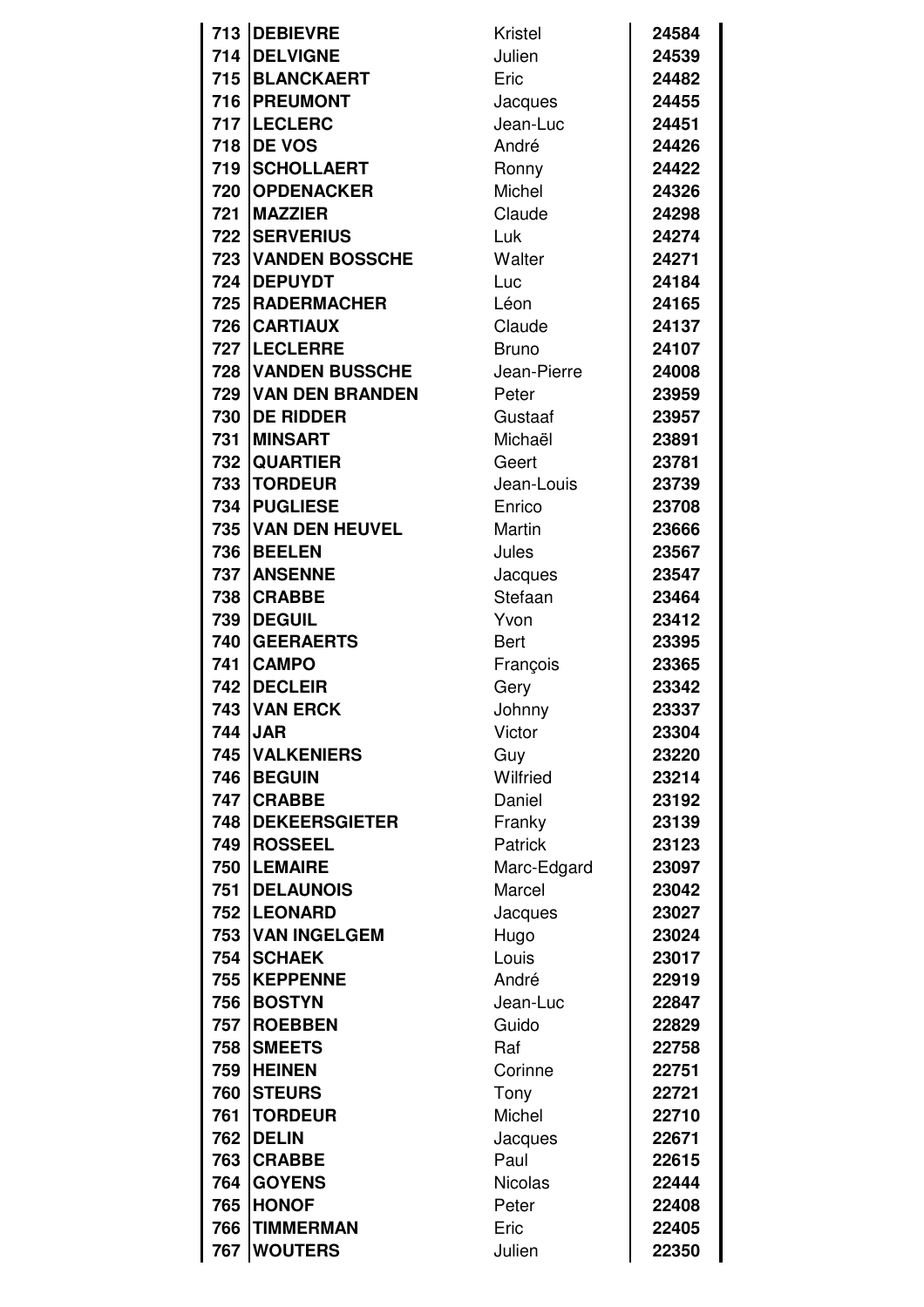| | | | |
|---|---|---|---|
| 713 | **DEBIEVRE** | Kristel | **24584** |
| 714 | **DELVIGNE** | Julien | **24539** |
| 715 | **BLANCKAERT** | Eric | **24482** |
| 716 | **PREUMONT** | Jacques | **24455** |
| 717 | **LECLERC** | Jean-Luc | **24451** |
| 718 | **DE VOS** | André | **24426** |
| 719 | **SCHOLLAERT** | Ronny | **24422** |
| 720 | **OPDENACKER** | Michel | **24326** |
| 721 | **MAZZIER** | Claude | **24298** |
| 722 | **SERVERIUS** | Luk | **24274** |
| 723 | **VANDEN BOSSCHE** | Walter | **24271** |
| 724 | **DEPUYDT** | Luc | **24184** |
| 725 | **RADERMACHER** | Léon | **24165** |
| 726 | **CARTIAUX** | Claude | **24137** |
| 727 | **LECLERRE** | Bruno | **24107** |
| 728 | **VANDEN BUSSCHE** | Jean-Pierre | **24008** |
| 729 | **VAN DEN BRANDEN** | Peter | **23959** |
| 730 | **DE RIDDER** | Gustaaf | **23957** |
| 731 | **MINSART** | Michaël | **23891** |
| 732 | **QUARTIER** | Geert | **23781** |
| 733 | **TORDEUR** | Jean-Louis | **23739** |
| 734 | **PUGLIESE** | Enrico | **23708** |
| 735 | **VAN DEN HEUVEL** | Martin | **23666** |
| 736 | **BEELEN** | Jules | **23567** |
| 737 | **ANSENNE** | Jacques | **23547** |
| 738 | **CRABBE** | Stefaan | **23464** |
| 739 | **DEGUIL** | Yvon | **23412** |
| 740 | **GEERAERTS** | Bert | **23395** |
| 741 | **CAMPO** | François | **23365** |
| 742 | **DECLEIR** | Gery | **23342** |
| 743 | **VAN ERCK** | Johnny | **23337** |
| 744 | **JAR** | Victor | **23304** |
| 745 | **VALKENIERS** | Guy | **23220** |
| 746 | **BEGUIN** | Wilfried | **23214** |
| 747 | **CRABBE** | Daniel | **23192** |
| 748 | **DEKEERSGIETER** | Franky | **23139** |
| 749 | **ROSSEEL** | Patrick | **23123** |
| 750 | **LEMAIRE** | Marc-Edgard | **23097** |
| 751 | **DELAUNOIS** | Marcel | **23042** |
| 752 | **LEONARD** | Jacques | **23027** |
| 753 | **VAN INGELGEM** | Hugo | **23024** |
| 754 | **SCHAEK** | Louis | **23017** |
| 755 | **KEPPENNE** | André | **22919** |
| 756 | **BOSTYN** | Jean-Luc | **22847** |
| 757 | **ROEBBEN** | Guido | **22829** |
| 758 | **SMEETS** | Raf | **22758** |
| 759 | **HEINEN** | Corinne | **22751** |
| 760 | **STEURS** | Tony | **22721** |
| 761 | **TORDEUR** | Michel | **22710** |
| 762 | **DELIN** | Jacques | **22671** |
| 763 | **CRABBE** | Paul | **22615** |
| 764 | **GOYENS** | Nicolas | **22444** |
| 765 | **HONOF** | Peter | **22408** |
| 766 | **TIMMERMAN** | Eric | **22405** |
| 767 | **WOUTERS** | Julien | **22350** |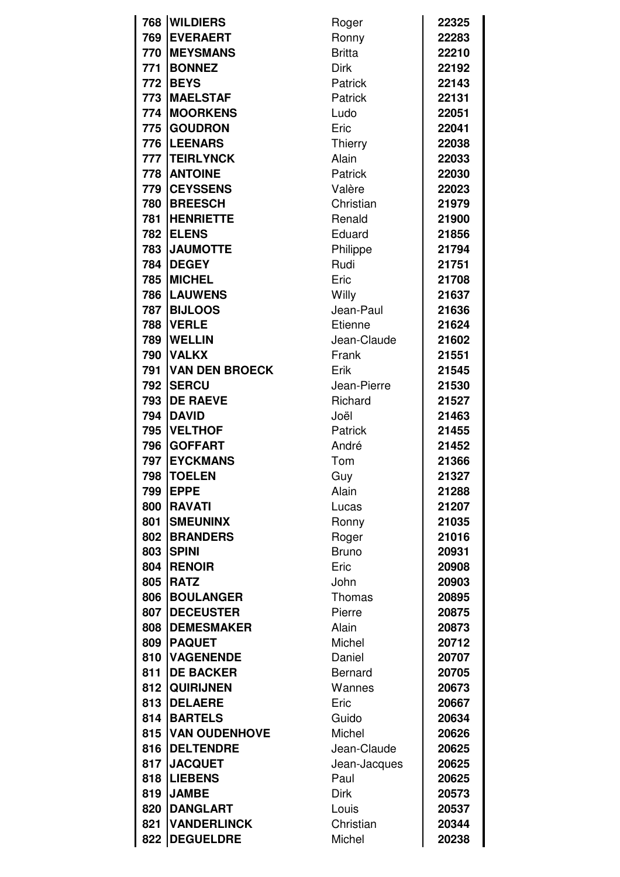| | | | |
|---|---|---|---|
| 768 | **WILDIERS** | Roger | **22325** |
| 769 | **EVERAERT** | Ronny | **22283** |
| 770 | **MEYSMANS** | Britta | **22210** |
| 771 | **BONNEZ** | Dirk | **22192** |
| 772 | **BEYS** | Patrick | **22143** |
| 773 | **MAELSTAF** | Patrick | **22131** |
| 774 | **MOORKENS** | Ludo | **22051** |
| 775 | **GOUDRON** | Eric | **22041** |
| 776 | **LEENARS** | Thierry | **22038** |
| 777 | **TEIRLYNCK** | Alain | **22033** |
| 778 | **ANTOINE** | Patrick | **22030** |
| 779 | **CEYSSENS** | Valère | **22023** |
| 780 | **BREESCH** | Christian | **21979** |
| 781 | **HENRIETTE** | Renald | **21900** |
| 782 | **ELENS** | Eduard | **21856** |
| 783 | **JAUMOTTE** | Philippe | **21794** |
| 784 | **DEGEY** | Rudi | **21751** |
| 785 | **MICHEL** | Eric | **21708** |
| 786 | **LAUWENS** | Willy | **21637** |
| 787 | **BIJLOOS** | Jean-Paul | **21636** |
| 788 | **VERLE** | Etienne | **21624** |
| 789 | **WELLIN** | Jean-Claude | **21602** |
| 790 | **VALKX** | Frank | **21551** |
| 791 | **VAN DEN BROECK** | Erik | **21545** |
| 792 | **SERCU** | Jean-Pierre | **21530** |
| 793 | **DE RAEVE** | Richard | **21527** |
| 794 | **DAVID** | Joël | **21463** |
| 795 | **VELTHOF** | Patrick | **21455** |
| 796 | **GOFFART** | André | **21452** |
| 797 | **EYCKMANS** | Tom | **21366** |
| 798 | **TOELEN** | Guy | **21327** |
| 799 | **EPPE** | Alain | **21288** |
| 800 | **RAVATI** | Lucas | **21207** |
| 801 | **SMEUNINX** | Ronny | **21035** |
| 802 | **BRANDERS** | Roger | **21016** |
| 803 | **SPINI** | Bruno | **20931** |
| 804 | **RENOIR** | Eric | **20908** |
| 805 | **RATZ** | John | **20903** |
| 806 | **BOULANGER** | Thomas | **20895** |
| 807 | **DECEUSTER** | Pierre | **20875** |
| 808 | **DEMESMAKER** | Alain | **20873** |
| 809 | **PAQUET** | Michel | **20712** |
| 810 | **VAGENENDE** | Daniel | **20707** |
| 811 | **DE BACKER** | Bernard | **20705** |
| 812 | **QUIRIJNEN** | Wannes | **20673** |
| 813 | **DELAERE** | Eric | **20667** |
| 814 | **BARTELS** | Guido | **20634** |
| 815 | **VAN OUDENHOVE** | Michel | **20626** |
| 816 | **DELTENDRE** | Jean-Claude | **20625** |
| 817 | **JACQUET** | Jean-Jacques | **20625** |
| 818 | **LIEBENS** | Paul | **20625** |
| 819 | **JAMBE** | Dirk | **20573** |
| 820 | **DANGLART** | Louis | **20537** |
| 821 | **VANDERLINCK** | Christian | **20344** |
| 822 | **DEGUELDRE** | Michel | **20238** |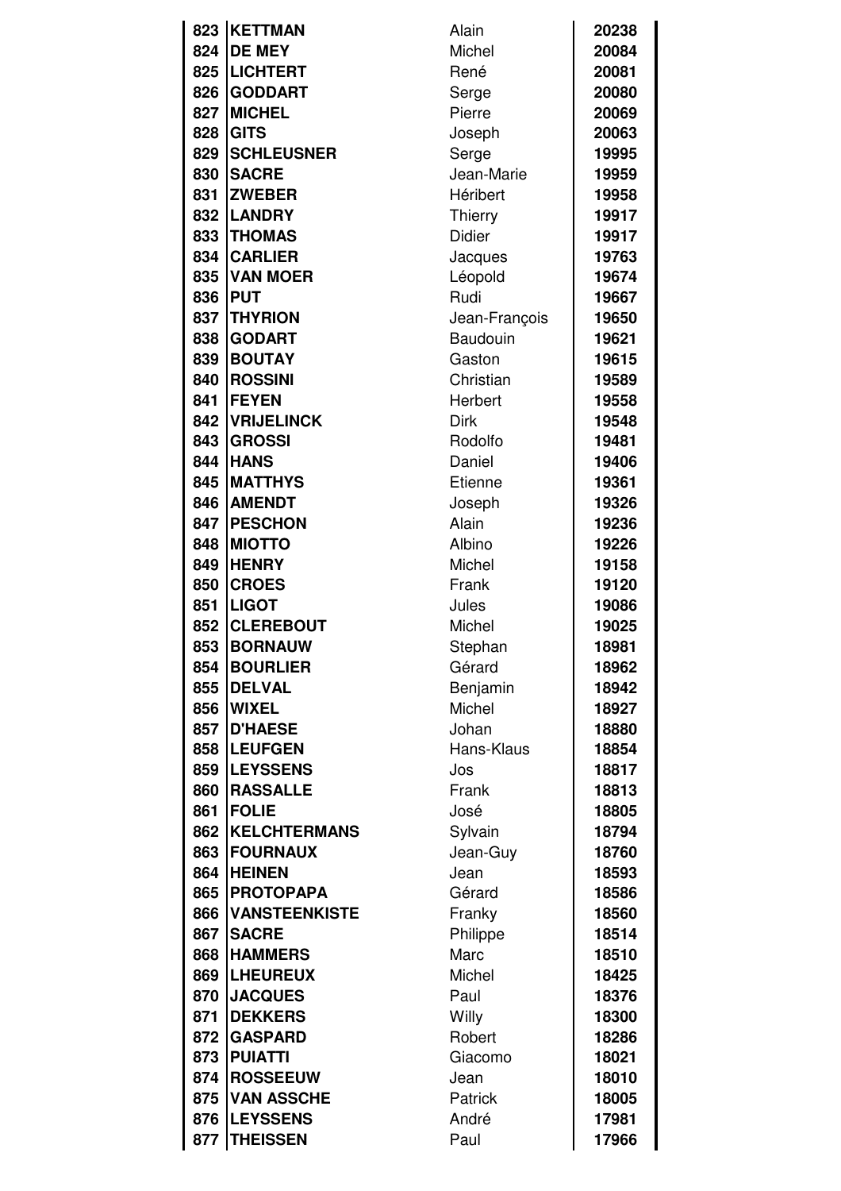| | | | |
|---|---|---|---|
| 823 | **KETTMAN** | Alain | **20238** |
| 824 | **DE MEY** | Michel | **20084** |
| 825 | **LICHTERT** | René | **20081** |
| 826 | **GODDART** | Serge | **20080** |
| 827 | **MICHEL** | Pierre | **20069** |
| 828 | **GITS** | Joseph | **20063** |
| 829 | **SCHLEUSNER** | Serge | **19995** |
| 830 | **SACRE** | Jean-Marie | **19959** |
| 831 | **ZWEBER** | Héribert | **19958** |
| 832 | **LANDRY** | Thierry | **19917** |
| 833 | **THOMAS** | Didier | **19917** |
| 834 | **CARLIER** | Jacques | **19763** |
| 835 | **VAN MOER** | Léopold | **19674** |
| 836 | **PUT** | Rudi | **19667** |
| 837 | **THYRION** | Jean-François | **19650** |
| 838 | **GODART** | Baudouin | **19621** |
| 839 | **BOUTAY** | Gaston | **19615** |
| 840 | **ROSSINI** | Christian | **19589** |
| 841 | **FEYEN** | Herbert | **19558** |
| 842 | **VRIJELINCK** | Dirk | **19548** |
| 843 | **GROSSI** | Rodolfo | **19481** |
| 844 | **HANS** | Daniel | **19406** |
| 845 | **MATTHYS** | Etienne | **19361** |
| 846 | **AMENDT** | Joseph | **19326** |
| 847 | **PESCHON** | Alain | **19236** |
| 848 | **MIOTTO** | Albino | **19226** |
| 849 | **HENRY** | Michel | **19158** |
| 850 | **CROES** | Frank | **19120** |
| 851 | **LIGOT** | Jules | **19086** |
| 852 | **CLEREBOUT** | Michel | **19025** |
| 853 | **BORNAUW** | Stephan | **18981** |
| 854 | **BOURLIER** | Gérard | **18962** |
| 855 | **DELVAL** | Benjamin | **18942** |
| 856 | **WIXEL** | Michel | **18927** |
| 857 | **D'HAESE** | Johan | **18880** |
| 858 | **LEUFGEN** | Hans-Klaus | **18854** |
| 859 | **LEYSSENS** | Jos | **18817** |
| 860 | **RASSALLE** | Frank | **18813** |
| 861 | **FOLIE** | José | **18805** |
| 862 | **KELCHTERMANS** | Sylvain | **18794** |
| 863 | **FOURNAUX** | Jean-Guy | **18760** |
| 864 | **HEINEN** | Jean | **18593** |
| 865 | **PROTOPAPA** | Gérard | **18586** |
| 866 | **VANSTEENKISTE** | Franky | **18560** |
| 867 | **SACRE** | Philippe | **18514** |
| 868 | **HAMMERS** | Marc | **18510** |
| 869 | **LHEUREUX** | Michel | **18425** |
| 870 | **JACQUES** | Paul | **18376** |
| 871 | **DEKKERS** | Willy | **18300** |
| 872 | **GASPARD** | Robert | **18286** |
| 873 | **PUIATTI** | Giacomo | **18021** |
| 874 | **ROSSEEUW** | Jean | **18010** |
| 875 | **VAN ASSCHE** | Patrick | **18005** |
| 876 | **LEYSSENS** | André | **17981** |
| 877 | **THEISSEN** | Paul | **17966** |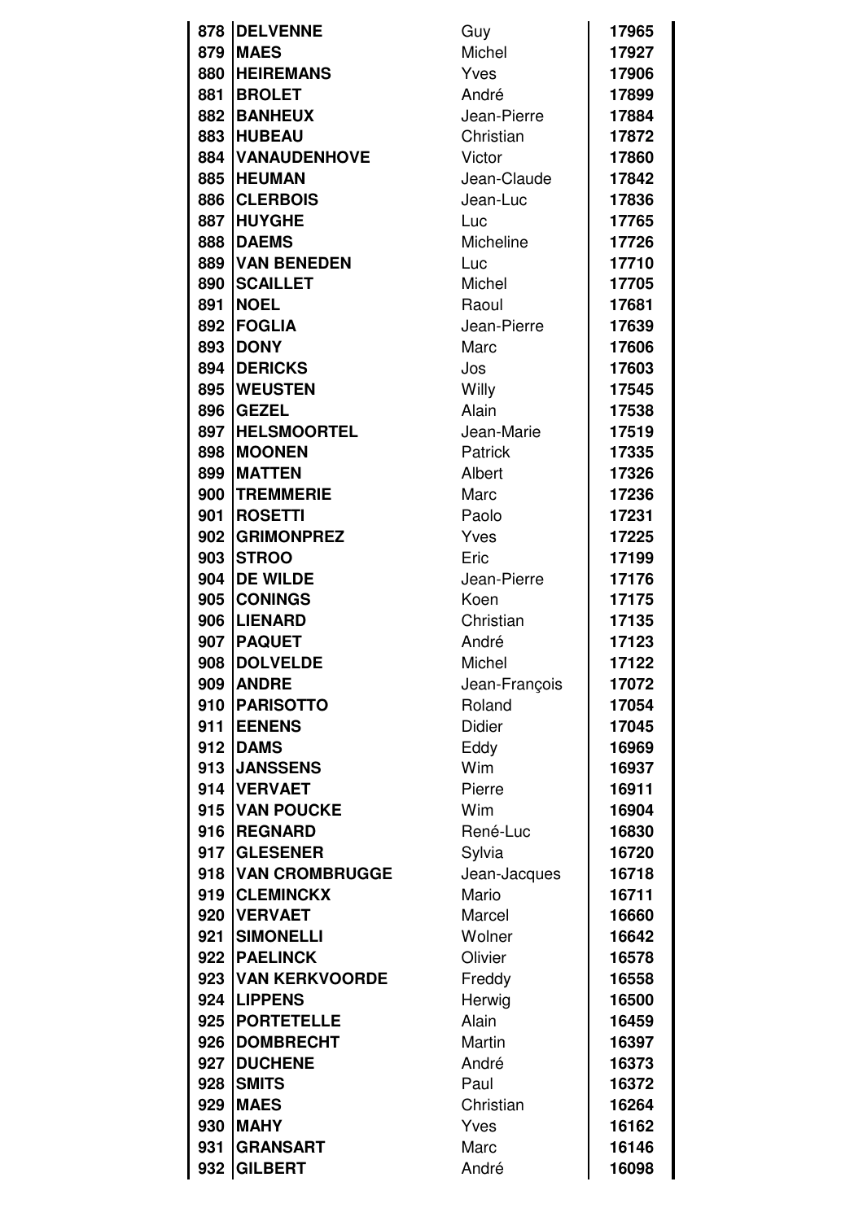| | | | |
|---|---|---|---|
| 878 | **DELVENNE** | Guy | **17965** |
| 879 | **MAES** | Michel | **17927** |
| 880 | **HEIREMANS** | Yves | **17906** |
| 881 | **BROLET** | André | **17899** |
| 882 | **BANHEUX** | Jean-Pierre | **17884** |
| 883 | **HUBEAU** | Christian | **17872** |
| 884 | **VANAUDENHOVE** | Victor | **17860** |
| 885 | **HEUMAN** | Jean-Claude | **17842** |
| 886 | **CLERBOIS** | Jean-Luc | **17836** |
| 887 | **HUYGHE** | Luc | **17765** |
| 888 | **DAEMS** | Micheline | **17726** |
| 889 | **VAN BENEDEN** | Luc | **17710** |
| 890 | **SCAILLET** | Michel | **17705** |
| 891 | **NOEL** | Raoul | **17681** |
| 892 | **FOGLIA** | Jean-Pierre | **17639** |
| 893 | **DONY** | Marc | **17606** |
| 894 | **DERICKS** | Jos | **17603** |
| 895 | **WEUSTEN** | Willy | **17545** |
| 896 | **GEZEL** | Alain | **17538** |
| 897 | **HELSMOORTEL** | Jean-Marie | **17519** |
| 898 | **MOONEN** | Patrick | **17335** |
| 899 | **MATTEN** | Albert | **17326** |
| 900 | **TREMMERIE** | Marc | **17236** |
| 901 | **ROSETTI** | Paolo | **17231** |
| 902 | **GRIMONPREZ** | Yves | **17225** |
| 903 | **STROO** | Eric | **17199** |
| 904 | **DE WILDE** | Jean-Pierre | **17176** |
| 905 | **CONINGS** | Koen | **17175** |
| 906 | **LIENARD** | Christian | **17135** |
| 907 | **PAQUET** | André | **17123** |
| 908 | **DOLVELDE** | Michel | **17122** |
| 909 | **ANDRE** | Jean-François | **17072** |
| 910 | **PARISOTTO** | Roland | **17054** |
| 911 | **EENENS** | Didier | **17045** |
| 912 | **DAMS** | Eddy | **16969** |
| 913 | **JANSSENS** | Wim | **16937** |
| 914 | **VERVAET** | Pierre | **16911** |
| 915 | **VAN POUCKE** | Wim | **16904** |
| 916 | **REGNARD** | René-Luc | **16830** |
| 917 | **GLESENER** | Sylvia | **16720** |
| 918 | **VAN CROMBRUGGE** | Jean-Jacques | **16718** |
| 919 | **CLEMINCKX** | Mario | **16711** |
| 920 | **VERVAET** | Marcel | **16660** |
| 921 | **SIMONELLI** | Wolner | **16642** |
| 922 | **PAELINCK** | Olivier | **16578** |
| 923 | **VAN KERKVOORDE** | Freddy | **16558** |
| 924 | **LIPPENS** | Herwig | **16500** |
| 925 | **PORTETELLE** | Alain | **16459** |
| 926 | **DOMBRECHT** | Martin | **16397** |
| 927 | **DUCHENE** | André | **16373** |
| 928 | **SMITS** | Paul | **16372** |
| 929 | **MAES** | Christian | **16264** |
| 930 | **MAHY** | Yves | **16162** |
| 931 | **GRANSART** | Marc | **16146** |
| 932 | **GILBERT** | André | **16098** |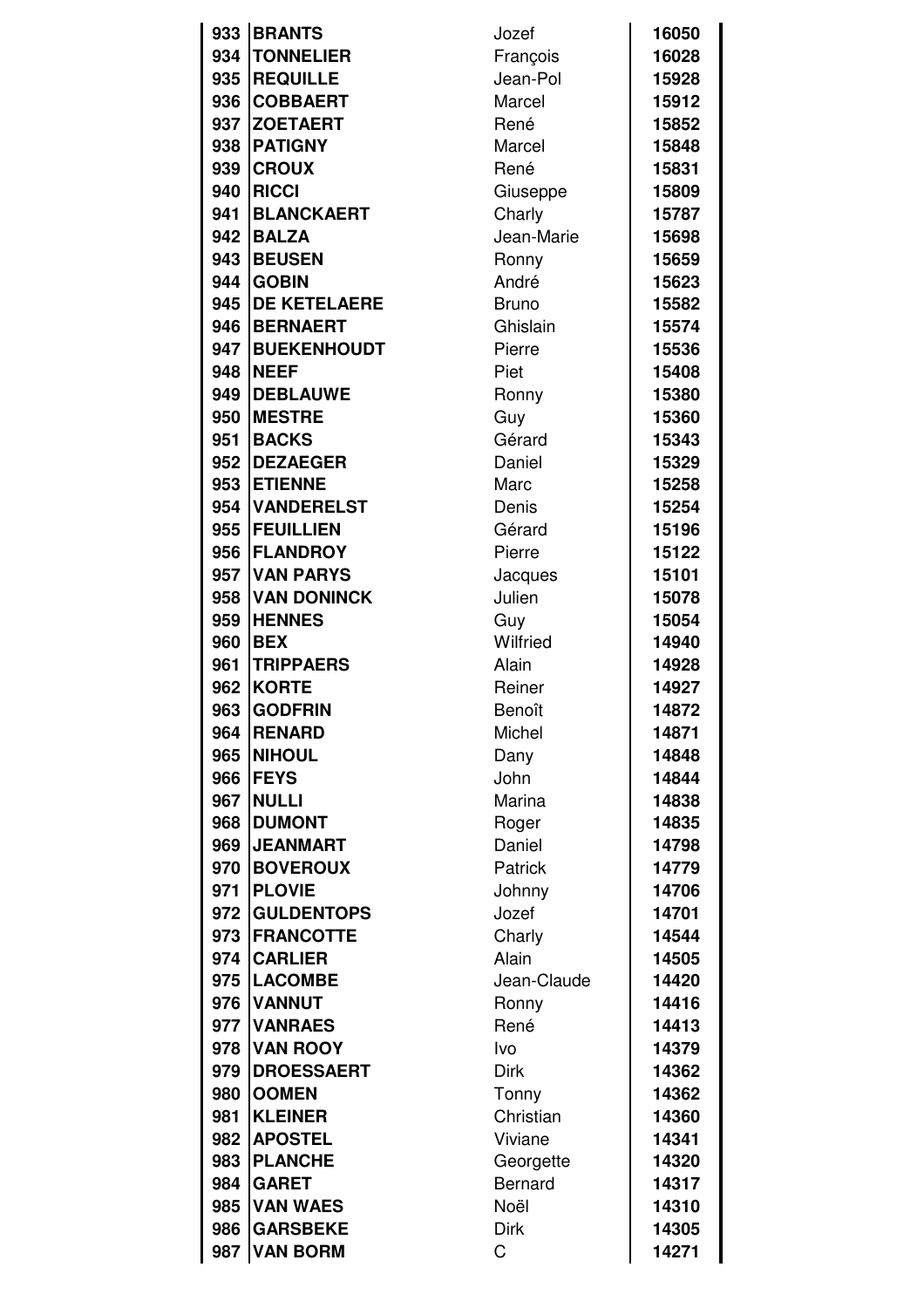| | | | |
|---|---|---|---|
| 933 | **BRANTS** | Jozef | **16050** |
| 934 | **TONNELIER** | François | **16028** |
| 935 | **REQUILLE** | Jean-Pol | **15928** |
| 936 | **COBBAERT** | Marcel | **15912** |
| 937 | **ZOETAERT** | René | **15852** |
| 938 | **PATIGNY** | Marcel | **15848** |
| 939 | **CROUX** | René | **15831** |
| 940 | **RICCI** | Giuseppe | **15809** |
| 941 | **BLANCKAERT** | Charly | **15787** |
| 942 | **BALZA** | Jean-Marie | **15698** |
| 943 | **BEUSEN** | Ronny | **15659** |
| 944 | **GOBIN** | André | **15623** |
| 945 | **DE KETELAERE** | Bruno | **15582** |
| 946 | **BERNAERT** | Ghislain | **15574** |
| 947 | **BUEKENHOUDT** | Pierre | **15536** |
| 948 | **NEEF** | Piet | **15408** |
| 949 | **DEBLAUWE** | Ronny | **15380** |
| 950 | **MESTRE** | Guy | **15360** |
| 951 | **BACKS** | Gérard | **15343** |
| 952 | **DEZAEGER** | Daniel | **15329** |
| 953 | **ETIENNE** | Marc | **15258** |
| 954 | **VANDERELST** | Denis | **15254** |
| 955 | **FEUILLIEN** | Gérard | **15196** |
| 956 | **FLANDROY** | Pierre | **15122** |
| 957 | **VAN PARYS** | Jacques | **15101** |
| 958 | **VAN DONINCK** | Julien | **15078** |
| 959 | **HENNES** | Guy | **15054** |
| 960 | **BEX** | Wilfried | **14940** |
| 961 | **TRIPPAERS** | Alain | **14928** |
| 962 | **KORTE** | Reiner | **14927** |
| 963 | **GODFRIN** | Benoît | **14872** |
| 964 | **RENARD** | Michel | **14871** |
| 965 | **NIHOUL** | Dany | **14848** |
| 966 | **FEYS** | John | **14844** |
| 967 | **NULLI** | Marina | **14838** |
| 968 | **DUMONT** | Roger | **14835** |
| 969 | **JEANMART** | Daniel | **14798** |
| 970 | **BOVEROUX** | Patrick | **14779** |
| 971 | **PLOVIE** | Johnny | **14706** |
| 972 | **GULDENTOPS** | Jozef | **14701** |
| 973 | **FRANCOTTE** | Charly | **14544** |
| 974 | **CARLIER** | Alain | **14505** |
| 975 | **LACOMBE** | Jean-Claude | **14420** |
| 976 | **VANNUT** | Ronny | **14416** |
| 977 | **VANRAES** | René | **14413** |
| 978 | **VAN ROOY** | Ivo | **14379** |
| 979 | **DROESSAERT** | Dirk | **14362** |
| 980 | **OOMEN** | Tonny | **14362** |
| 981 | **KLEINER** | Christian | **14360** |
| 982 | **APOSTEL** | Viviane | **14341** |
| 983 | **PLANCHE** | Georgette | **14320** |
| 984 | **GARET** | Bernard | **14317** |
| 985 | **VAN WAES** | Noël | **14310** |
| 986 | **GARSBEKE** | Dirk | **14305** |
| 987 | **VAN BORM** | C | **14271** |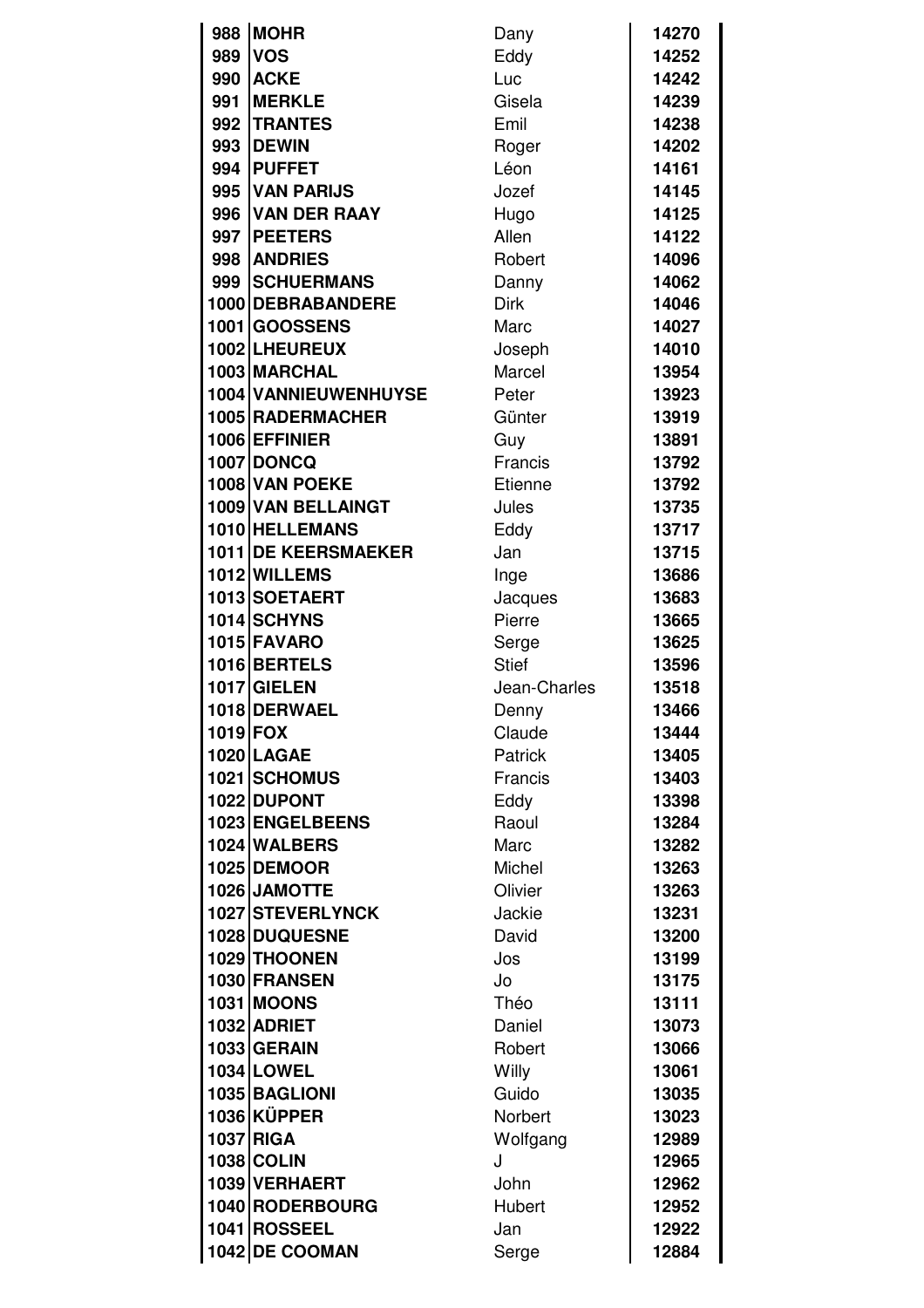| | | | |
|---|---|---|---|
| 988 | **MOHR** | Dany | **14270** |
| 989 | **VOS** | Eddy | **14252** |
| 990 | **ACKE** | Luc | **14242** |
| 991 | **MERKLE** | Gisela | **14239** |
| 992 | **TRANTES** | Emil | **14238** |
| 993 | **DEWIN** | Roger | **14202** |
| 994 | **PUFFET** | Léon | **14161** |
| 995 | **VAN PARIJS** | Jozef | **14145** |
| 996 | **VAN DER RAAY** | Hugo | **14125** |
| 997 | **PEETERS** | Allen | **14122** |
| 998 | **ANDRIES** | Robert | **14096** |
| 999 | **SCHUERMANS** | Danny | **14062** |
| 1000 | **DEBRABANDERE** | Dirk | **14046** |
| 1001 | **GOOSSENS** | Marc | **14027** |
| 1002 | **LHEUREUX** | Joseph | **14010** |
| 1003 | **MARCHAL** | Marcel | **13954** |
| 1004 | **VANNIEUWENHUYSE** | Peter | **13923** |
| 1005 | **RADERMACHER** | Günter | **13919** |
| 1006 | **EFFINIER** | Guy | **13891** |
| 1007 | **DONCQ** | Francis | **13792** |
| 1008 | **VAN POEKE** | Etienne | **13792** |
| 1009 | **VAN BELLAINGT** | Jules | **13735** |
| 1010 | **HELLEMANS** | Eddy | **13717** |
| 1011 | **DE KEERSMAEKER** | Jan | **13715** |
| 1012 | **WILLEMS** | Inge | **13686** |
| 1013 | **SOETAERT** | Jacques | **13683** |
| 1014 | **SCHYNS** | Pierre | **13665** |
| 1015 | **FAVARO** | Serge | **13625** |
| 1016 | **BERTELS** | Stief | **13596** |
| 1017 | **GIELEN** | Jean-Charles | **13518** |
| 1018 | **DERWAEL** | Denny | **13466** |
| 1019 | **FOX** | Claude | **13444** |
| 1020 | **LAGAE** | Patrick | **13405** |
| 1021 | **SCHOMUS** | Francis | **13403** |
| 1022 | **DUPONT** | Eddy | **13398** |
| 1023 | **ENGELBEENS** | Raoul | **13284** |
| 1024 | **WALBERS** | Marc | **13282** |
| 1025 | **DEMOOR** | Michel | **13263** |
| 1026 | **JAMOTTE** | Olivier | **13263** |
| 1027 | **STEVERLYNCK** | Jackie | **13231** |
| 1028 | **DUQUESNE** | David | **13200** |
| 1029 | **THOONEN** | Jos | **13199** |
| 1030 | **FRANSEN** | Jo | **13175** |
| 1031 | **MOONS** | Théo | **13111** |
| 1032 | **ADRIET** | Daniel | **13073** |
| 1033 | **GERAIN** | Robert | **13066** |
| 1034 | **LOWEL** | Willy | **13061** |
| 1035 | **BAGLIONI** | Guido | **13035** |
| 1036 | **KÜPPER** | Norbert | **13023** |
| 1037 | **RIGA** | Wolfgang | **12989** |
| 1038 | **COLIN** | J | **12965** |
| 1039 | **VERHAERT** | John | **12962** |
| 1040 | **RODERBOURG** | Hubert | **12952** |
| 1041 | **ROSSEEL** | Jan | **12922** |
| 1042 | **DE COOMAN** | Serge | **12884** |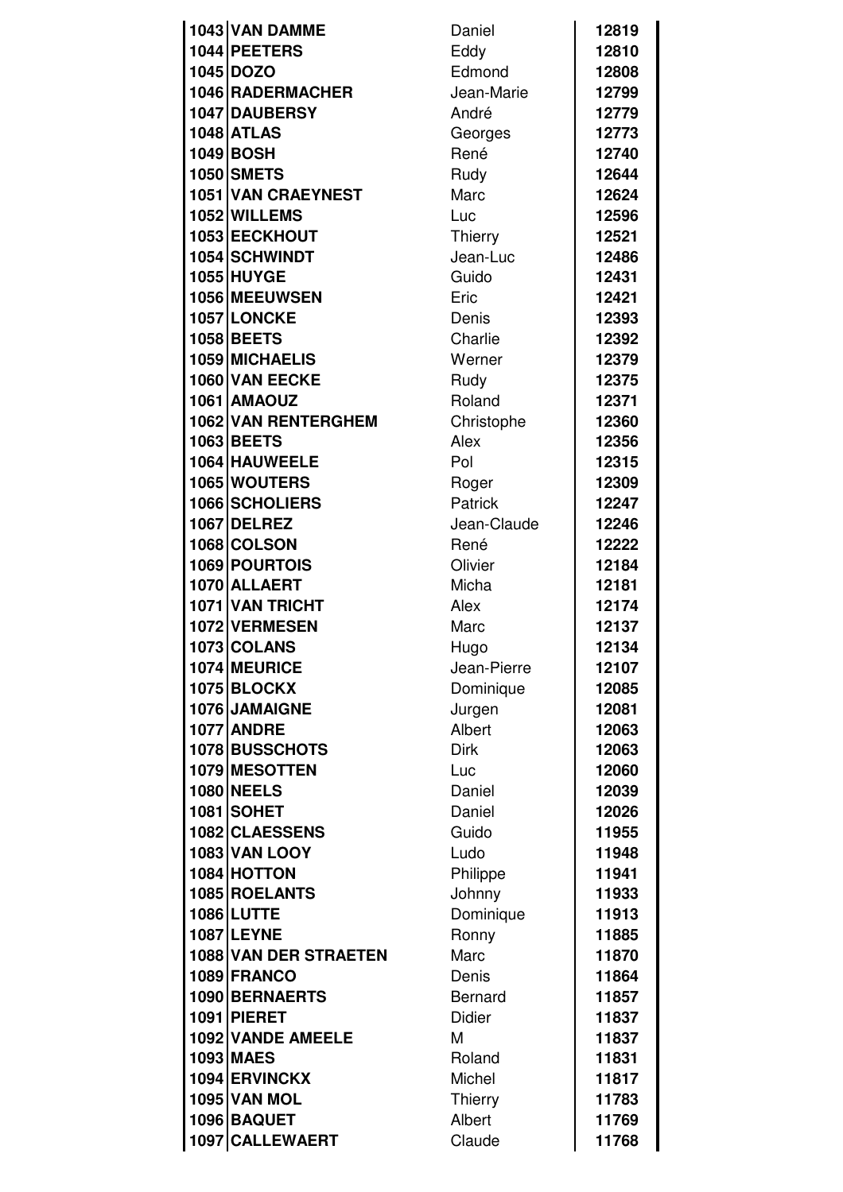| | | | |
|---|---|---|---|
| 1043 | **VAN DAMME** | Daniel | **12819** |
| 1044 | **PEETERS** | Eddy | **12810** |
| 1045 | **DOZO** | Edmond | **12808** |
| 1046 | **RADERMACHER** | Jean-Marie | **12799** |
| 1047 | **DAUBERSY** | André | **12779** |
| 1048 | **ATLAS** | Georges | **12773** |
| 1049 | **BOSH** | René | **12740** |
| 1050 | **SMETS** | Rudy | **12644** |
| 1051 | **VAN CRAEYNEST** | Marc | **12624** |
| 1052 | **WILLEMS** | Luc | **12596** |
| 1053 | **EECKHOUT** | Thierry | **12521** |
| 1054 | **SCHWINDT** | Jean-Luc | **12486** |
| 1055 | **HUYGE** | Guido | **12431** |
| 1056 | **MEEUWSEN** | Eric | **12421** |
| 1057 | **LONCKE** | Denis | **12393** |
| 1058 | **BEETS** | Charlie | **12392** |
| 1059 | **MICHAELIS** | Werner | **12379** |
| 1060 | **VAN EECKE** | Rudy | **12375** |
| 1061 | **AMAOUZ** | Roland | **12371** |
| 1062 | **VAN RENTERGHEM** | Christophe | **12360** |
| 1063 | **BEETS** | Alex | **12356** |
| 1064 | **HAUWEELE** | Pol | **12315** |
| 1065 | **WOUTERS** | Roger | **12309** |
| 1066 | **SCHOLIERS** | Patrick | **12247** |
| 1067 | **DELREZ** | Jean-Claude | **12246** |
| 1068 | **COLSON** | René | **12222** |
| 1069 | **POURTOIS** | Olivier | **12184** |
| 1070 | **ALLAERT** | Micha | **12181** |
| 1071 | **VAN TRICHT** | Alex | **12174** |
| 1072 | **VERMESEN** | Marc | **12137** |
| 1073 | **COLANS** | Hugo | **12134** |
| 1074 | **MEURICE** | Jean-Pierre | **12107** |
| 1075 | **BLOCKX** | Dominique | **12085** |
| 1076 | **JAMAIGNE** | Jurgen | **12081** |
| 1077 | **ANDRE** | Albert | **12063** |
| 1078 | **BUSSCHOTS** | Dirk | **12063** |
| 1079 | **MESOTTEN** | Luc | **12060** |
| 1080 | **NEELS** | Daniel | **12039** |
| 1081 | **SOHET** | Daniel | **12026** |
| 1082 | **CLAESSENS** | Guido | **11955** |
| 1083 | **VAN LOOY** | Ludo | **11948** |
| 1084 | **HOTTON** | Philippe | **11941** |
| 1085 | **ROELANTS** | Johnny | **11933** |
| 1086 | **LUTTE** | Dominique | **11913** |
| 1087 | **LEYNE** | Ronny | **11885** |
| 1088 | **VAN DER STRAETEN** | Marc | **11870** |
| 1089 | **FRANCO** | Denis | **11864** |
| 1090 | **BERNAERTS** | Bernard | **11857** |
| 1091 | **PIERET** | Didier | **11837** |
| 1092 | **VANDE AMEELE** | M | **11837** |
| 1093 | **MAES** | Roland | **11831** |
| 1094 | **ERVINCKX** | Michel | **11817** |
| 1095 | **VAN MOL** | Thierry | **11783** |
| 1096 | **BAQUET** | Albert | **11769** |
| 1097 | **CALLEWAERT** | Claude | **11768** |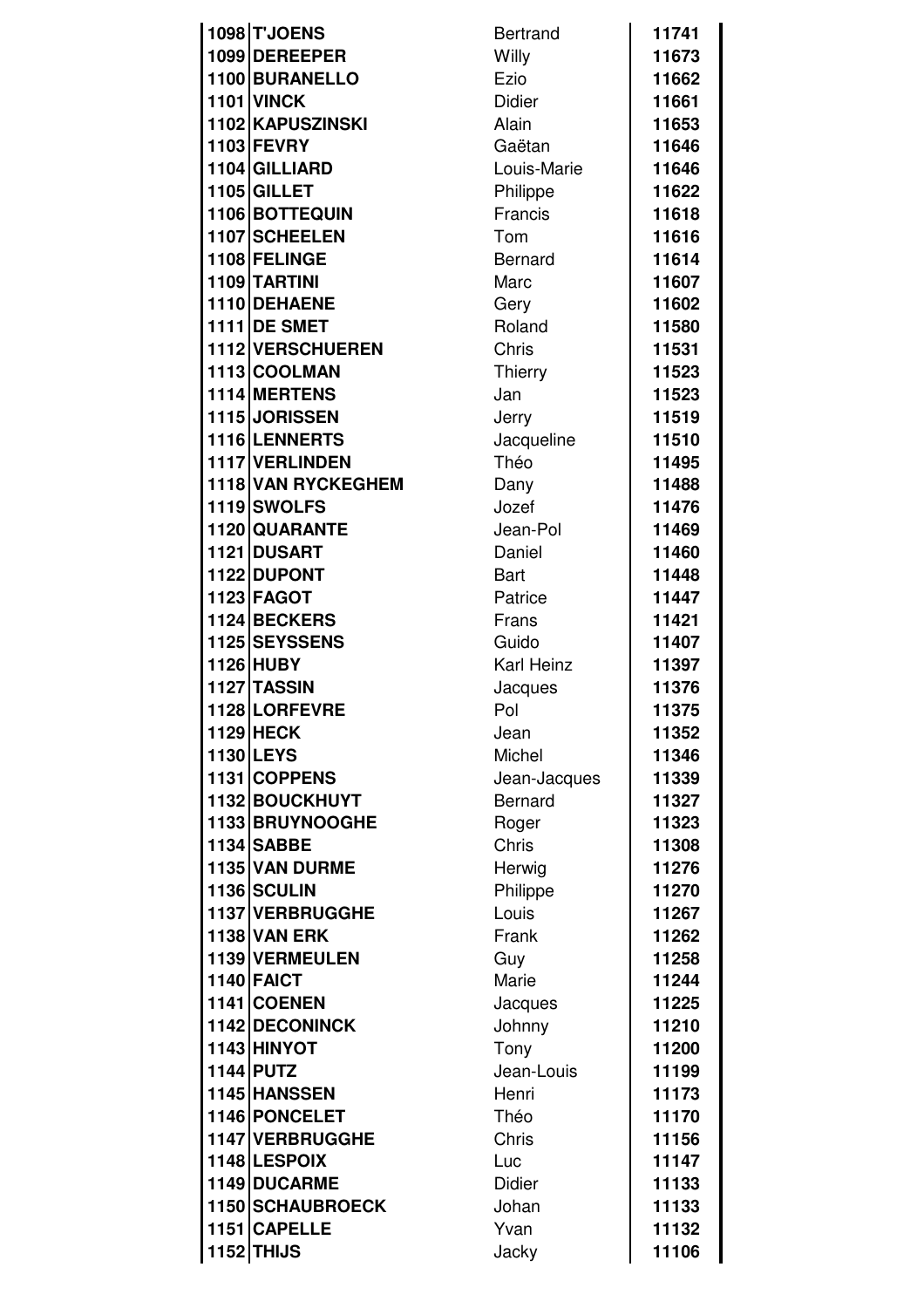| | | | |
|---|---|---|---|
| 1098 | **T'JOENS** | Bertrand | **11741** |
| 1099 | **DEREEPER** | Willy | **11673** |
| 1100 | **BURANELLO** | Ezio | **11662** |
| 1101 | **VINCK** | Didier | **11661** |
| 1102 | **KAPUSZINSKI** | Alain | **11653** |
| 1103 | **FEVRY** | Gaëtan | **11646** |
| 1104 | **GILLIARD** | Louis-Marie | **11646** |
| 1105 | **GILLET** | Philippe | **11622** |
| 1106 | **BOTTEQUIN** | Francis | **11618** |
| 1107 | **SCHEELEN** | Tom | **11616** |
| 1108 | **FELINGE** | Bernard | **11614** |
| 1109 | **TARTINI** | Marc | **11607** |
| 1110 | **DEHAENE** | Gery | **11602** |
| 1111 | **DE SMET** | Roland | **11580** |
| 1112 | **VERSCHUEREN** | Chris | **11531** |
| 1113 | **COOLMAN** | Thierry | **11523** |
| 1114 | **MERTENS** | Jan | **11523** |
| 1115 | **JORISSEN** | Jerry | **11519** |
| 1116 | **LENNERTS** | Jacqueline | **11510** |
| 1117 | **VERLINDEN** | Théo | **11495** |
| 1118 | **VAN RYCKEGHEM** | Dany | **11488** |
| 1119 | **SWOLFS** | Jozef | **11476** |
| 1120 | **QUARANTE** | Jean-Pol | **11469** |
| 1121 | **DUSART** | Daniel | **11460** |
| 1122 | **DUPONT** | Bart | **11448** |
| 1123 | **FAGOT** | Patrice | **11447** |
| 1124 | **BECKERS** | Frans | **11421** |
| 1125 | **SEYSSENS** | Guido | **11407** |
| 1126 | **HUBY** | Karl Heinz | **11397** |
| 1127 | **TASSIN** | Jacques | **11376** |
| 1128 | **LORFEVRE** | Pol | **11375** |
| 1129 | **HECK** | Jean | **11352** |
| 1130 | **LEYS** | Michel | **11346** |
| 1131 | **COPPENS** | Jean-Jacques | **11339** |
| 1132 | **BOUCKHUYT** | Bernard | **11327** |
| 1133 | **BRUYNOOGHE** | Roger | **11323** |
| 1134 | **SABBE** | Chris | **11308** |
| 1135 | **VAN DURME** | Herwig | **11276** |
| 1136 | **SCULIN** | Philippe | **11270** |
| 1137 | **VERBRUGGHE** | Louis | **11267** |
| 1138 | **VAN ERK** | Frank | **11262** |
| 1139 | **VERMEULEN** | Guy | **11258** |
| 1140 | **FAICT** | Marie | **11244** |
| 1141 | **COENEN** | Jacques | **11225** |
| 1142 | **DECONINCK** | Johnny | **11210** |
| 1143 | **HINYOT** | Tony | **11200** |
| 1144 | **PUTZ** | Jean-Louis | **11199** |
| 1145 | **HANSSEN** | Henri | **11173** |
| 1146 | **PONCELET** | Théo | **11170** |
| 1147 | **VERBRUGGHE** | Chris | **11156** |
| 1148 | **LESPOIX** | Luc | **11147** |
| 1149 | **DUCARME** | Didier | **11133** |
| 1150 | **SCHAUBROECK** | Johan | **11133** |
| 1151 | **CAPELLE** | Yvan | **11132** |
| 1152 | **THIJS** | Jacky | **11106** |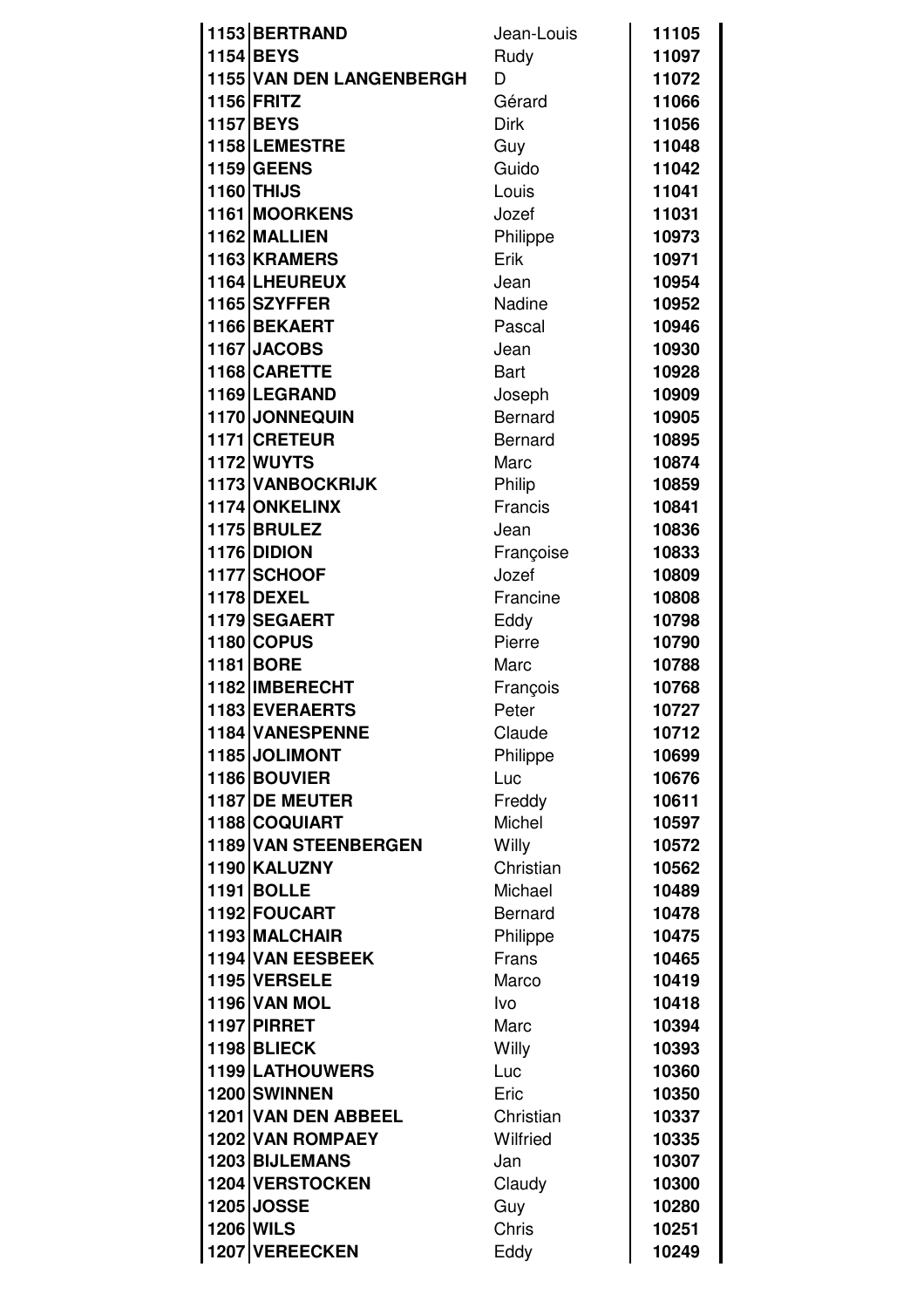| | | | |
|---|---|---|---|
| 1153 | **BERTRAND** | Jean-Louis | **11105** |
| 1154 | **BEYS** | Rudy | **11097** |
| 1155 | **VAN DEN LANGENBERGH** | D | **11072** |
| 1156 | **FRITZ** | Gérard | **11066** |
| 1157 | **BEYS** | Dirk | **11056** |
| 1158 | **LEMESTRE** | Guy | **11048** |
| 1159 | **GEENS** | Guido | **11042** |
| 1160 | **THIJS** | Louis | **11041** |
| 1161 | **MOORKENS** | Jozef | **11031** |
| 1162 | **MALLIEN** | Philippe | **10973** |
| 1163 | **KRAMERS** | Erik | **10971** |
| 1164 | **LHEUREUX** | Jean | **10954** |
| 1165 | **SZYFFER** | Nadine | **10952** |
| 1166 | **BEKAERT** | Pascal | **10946** |
| 1167 | **JACOBS** | Jean | **10930** |
| 1168 | **CARETTE** | Bart | **10928** |
| 1169 | **LEGRAND** | Joseph | **10909** |
| 1170 | **JONNEQUIN** | Bernard | **10905** |
| 1171 | **CRETEUR** | Bernard | **10895** |
| 1172 | **WUYTS** | Marc | **10874** |
| 1173 | **VANBOCKRIJK** | Philip | **10859** |
| 1174 | **ONKELINX** | Francis | **10841** |
| 1175 | **BRULEZ** | Jean | **10836** |
| 1176 | **DIDION** | Françoise | **10833** |
| 1177 | **SCHOOF** | Jozef | **10809** |
| 1178 | **DEXEL** | Francine | **10808** |
| 1179 | **SEGAERT** | Eddy | **10798** |
| 1180 | **COPUS** | Pierre | **10790** |
| 1181 | **BORE** | Marc | **10788** |
| 1182 | **IMBERECHT** | François | **10768** |
| 1183 | **EVERAERTS** | Peter | **10727** |
| 1184 | **VANESPENNE** | Claude | **10712** |
| 1185 | **JOLIMONT** | Philippe | **10699** |
| 1186 | **BOUVIER** | Luc | **10676** |
| 1187 | **DE MEUTER** | Freddy | **10611** |
| 1188 | **COQUIART** | Michel | **10597** |
| 1189 | **VAN STEENBERGEN** | Willy | **10572** |
| 1190 | **KALUZNY** | Christian | **10562** |
| 1191 | **BOLLE** | Michael | **10489** |
| 1192 | **FOUCART** | Bernard | **10478** |
| 1193 | **MALCHAIR** | Philippe | **10475** |
| 1194 | **VAN EESBEEK** | Frans | **10465** |
| 1195 | **VERSELE** | Marco | **10419** |
| 1196 | **VAN MOL** | Ivo | **10418** |
| 1197 | **PIRRET** | Marc | **10394** |
| 1198 | **BLIECK** | Willy | **10393** |
| 1199 | **LATHOUWERS** | Luc | **10360** |
| 1200 | **SWINNEN** | Eric | **10350** |
| 1201 | **VAN DEN ABBEEL** | Christian | **10337** |
| 1202 | **VAN ROMPAEY** | Wilfried | **10335** |
| 1203 | **BIJLEMANS** | Jan | **10307** |
| 1204 | **VERSTOCKEN** | Claudy | **10300** |
| 1205 | **JOSSE** | Guy | **10280** |
| 1206 | **WILS** | Chris | **10251** |
| 1207 | **VEREECKEN** | Eddy | **10249** |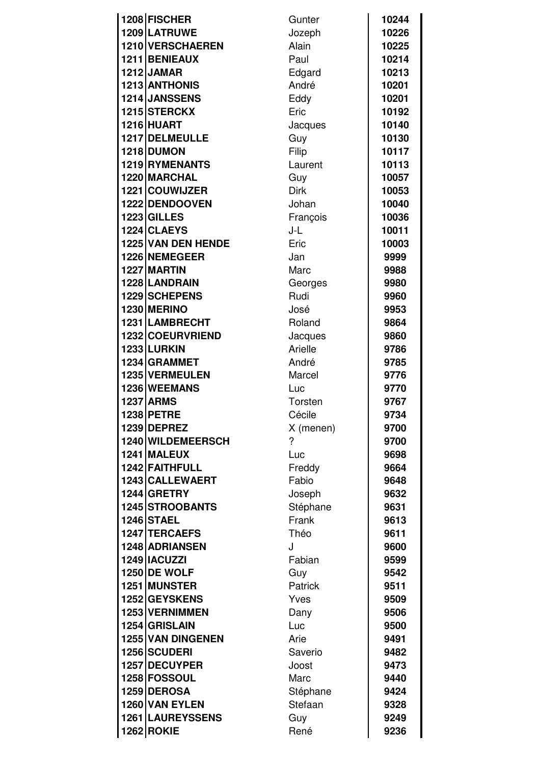| | | | |
|---|---|---|---|
| **1208** | **FISCHER** | Gunter | **10244** |
| **1209** | **LATRUWE** | Jozeph | **10226** |
| **1210** | **VERSCHAEREN** | Alain | **10225** |
| **1211** | **BENIEAUX** | Paul | **10214** |
| **1212** | **JAMAR** | Edgard | **10213** |
| **1213** | **ANTHONIS** | André | **10201** |
| **1214** | **JANSSENS** | Eddy | **10201** |
| **1215** | **STERCKX** | Eric | **10192** |
| **1216** | **HUART** | Jacques | **10140** |
| **1217** | **DELMEULLE** | Guy | **10130** |
| **1218** | **DUMON** | Filip | **10117** |
| **1219** | **RYMENANTS** | Laurent | **10113** |
| **1220** | **MARCHAL** | Guy | **10057** |
| **1221** | **COUWIJZER** | Dirk | **10053** |
| **1222** | **DENDOOVEN** | Johan | **10040** |
| **1223** | **GILLES** | François | **10036** |
| **1224** | **CLAEYS** | J-L | **10011** |
| **1225** | **VAN DEN HENDE** | Eric | **10003** |
| **1226** | **NEMEGEER** | Jan | **9999** |
| **1227** | **MARTIN** | Marc | **9988** |
| **1228** | **LANDRAIN** | Georges | **9980** |
| **1229** | **SCHEPENS** | Rudi | **9960** |
| **1230** | **MERINO** | José | **9953** |
| **1231** | **LAMBRECHT** | Roland | **9864** |
| **1232** | **COEURVRIEND** | Jacques | **9860** |
| **1233** | **LURKIN** | Arielle | **9786** |
| **1234** | **GRAMMET** | André | **9785** |
| **1235** | **VERMEULEN** | Marcel | **9776** |
| **1236** | **WEEMANS** | Luc | **9770** |
| **1237** | **ARMS** | Torsten | **9767** |
| **1238** | **PETRE** | Cécile | **9734** |
| **1239** | **DEPREZ** | X (menen) | **9700** |
| **1240** | **WILDEMEERSCH** | ? | **9700** |
| **1241** | **MALEUX** | Luc | **9698** |
| **1242** | **FAITHFULL** | Freddy | **9664** |
| **1243** | **CALLEWAERT** | Fabio | **9648** |
| **1244** | **GRETRY** | Joseph | **9632** |
| **1245** | **STROOBANTS** | Stéphane | **9631** |
| **1246** | **STAEL** | Frank | **9613** |
| **1247** | **TERCAEFS** | Théo | **9611** |
| **1248** | **ADRIANSEN** | J | **9600** |
| **1249** | **IACUZZI** | Fabian | **9599** |
| **1250** | **DE WOLF** | Guy | **9542** |
| **1251** | **MUNSTER** | Patrick | **9511** |
| **1252** | **GEYSKENS** | Yves | **9509** |
| **1253** | **VERNIMMEN** | Dany | **9506** |
| **1254** | **GRISLAIN** | Luc | **9500** |
| **1255** | **VAN DINGENEN** | Arie | **9491** |
| **1256** | **SCUDERI** | Saverio | **9482** |
| **1257** | **DECUYPER** | Joost | **9473** |
| **1258** | **FOSSOUL** | Marc | **9440** |
| **1259** | **DEROSA** | Stéphane | **9424** |
| **1260** | **VAN EYLEN** | Stefaan | **9328** |
| **1261** | **LAUREYSSENS** | Guy | **9249** |
| **1262** | **ROKIE** | René | **9236** |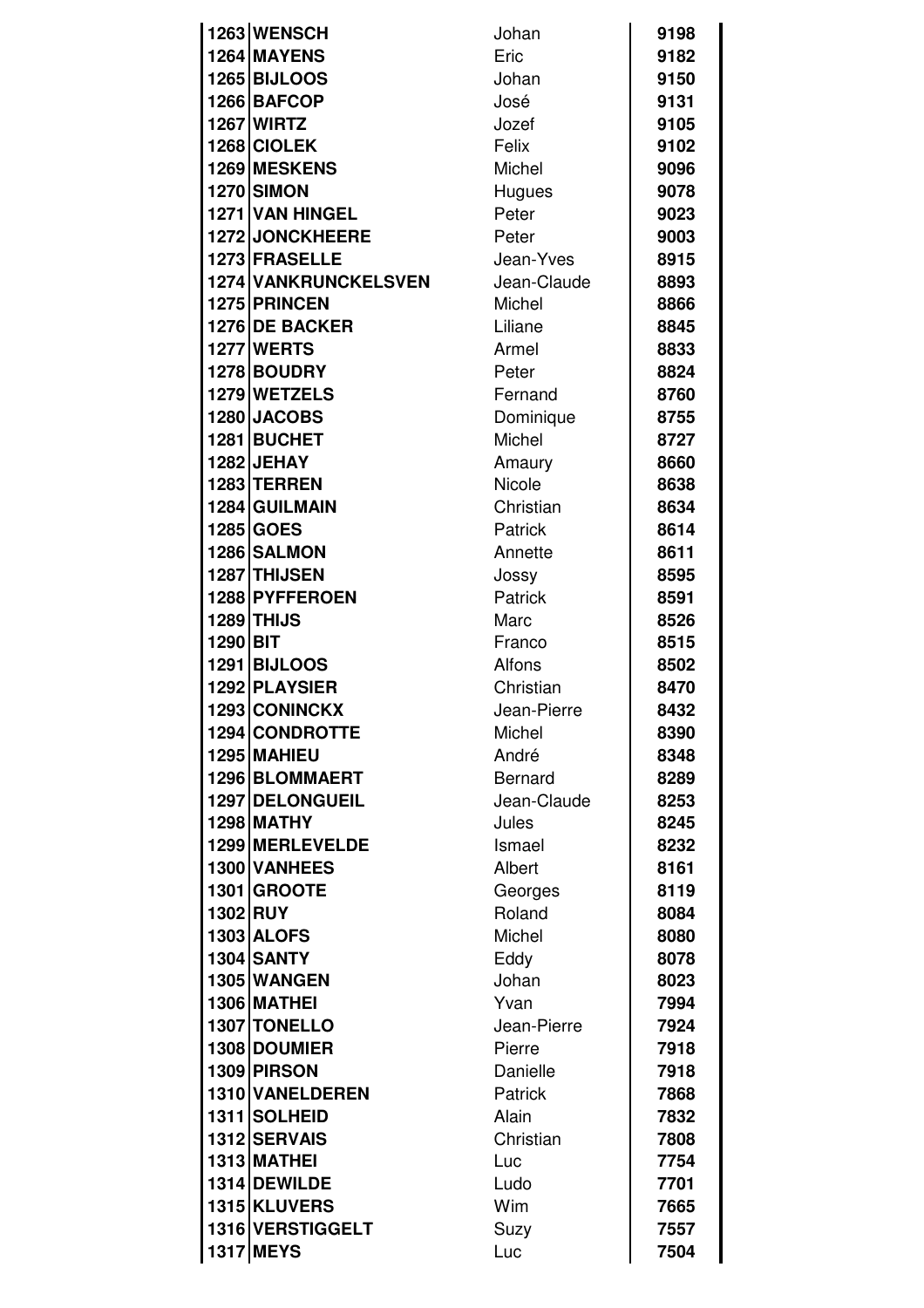| | | | |
|---|---|---|---|
| 1263 | **WENSCH** | Johan | **9198** |
| 1264 | **MAYENS** | Eric | **9182** |
| 1265 | **BIJLOOS** | Johan | **9150** |
| 1266 | **BAFCOP** | José | **9131** |
| 1267 | **WIRTZ** | Jozef | **9105** |
| 1268 | **CIOLEK** | Felix | **9102** |
| 1269 | **MESKENS** | Michel | **9096** |
| 1270 | **SIMON** | Hugues | **9078** |
| 1271 | **VAN HINGEL** | Peter | **9023** |
| 1272 | **JONCKHEERE** | Peter | **9003** |
| 1273 | **FRASELLE** | Jean-Yves | **8915** |
| 1274 | **VANKRUNCKELSVEN** | Jean-Claude | **8893** |
| 1275 | **PRINCEN** | Michel | **8866** |
| 1276 | **DE BACKER** | Liliane | **8845** |
| 1277 | **WERTS** | Armel | **8833** |
| 1278 | **BOUDRY** | Peter | **8824** |
| 1279 | **WETZELS** | Fernand | **8760** |
| 1280 | **JACOBS** | Dominique | **8755** |
| 1281 | **BUCHET** | Michel | **8727** |
| 1282 | **JEHAY** | Amaury | **8660** |
| 1283 | **TERREN** | Nicole | **8638** |
| 1284 | **GUILMAIN** | Christian | **8634** |
| 1285 | **GOES** | Patrick | **8614** |
| 1286 | **SALMON** | Annette | **8611** |
| 1287 | **THIJSEN** | Jossy | **8595** |
| 1288 | **PYFFEROEN** | Patrick | **8591** |
| 1289 | **THIJS** | Marc | **8526** |
| 1290 | **BIT** | Franco | **8515** |
| 1291 | **BIJLOOS** | Alfons | **8502** |
| 1292 | **PLAYSIER** | Christian | **8470** |
| 1293 | **CONINCKX** | Jean-Pierre | **8432** |
| 1294 | **CONDROTTE** | Michel | **8390** |
| 1295 | **MAHIEU** | André | **8348** |
| 1296 | **BLOMMAERT** | Bernard | **8289** |
| 1297 | **DELONGUEIL** | Jean-Claude | **8253** |
| 1298 | **MATHY** | Jules | **8245** |
| 1299 | **MERLEVELDE** | Ismael | **8232** |
| 1300 | **VANHEES** | Albert | **8161** |
| 1301 | **GROOTE** | Georges | **8119** |
| 1302 | **RUY** | Roland | **8084** |
| 1303 | **ALOFS** | Michel | **8080** |
| 1304 | **SANTY** | Eddy | **8078** |
| 1305 | **WANGEN** | Johan | **8023** |
| 1306 | **MATHEI** | Yvan | **7994** |
| 1307 | **TONELLO** | Jean-Pierre | **7924** |
| 1308 | **DOUMIER** | Pierre | **7918** |
| 1309 | **PIRSON** | Danielle | **7918** |
| 1310 | **VANELDEREN** | Patrick | **7868** |
| 1311 | **SOLHEID** | Alain | **7832** |
| 1312 | **SERVAIS** | Christian | **7808** |
| 1313 | **MATHEI** | Luc | **7754** |
| 1314 | **DEWILDE** | Ludo | **7701** |
| 1315 | **KLUVERS** | Wim | **7665** |
| 1316 | **VERSTIGGELT** | Suzy | **7557** |
| 1317 | **MEYS** | Luc | **7504** |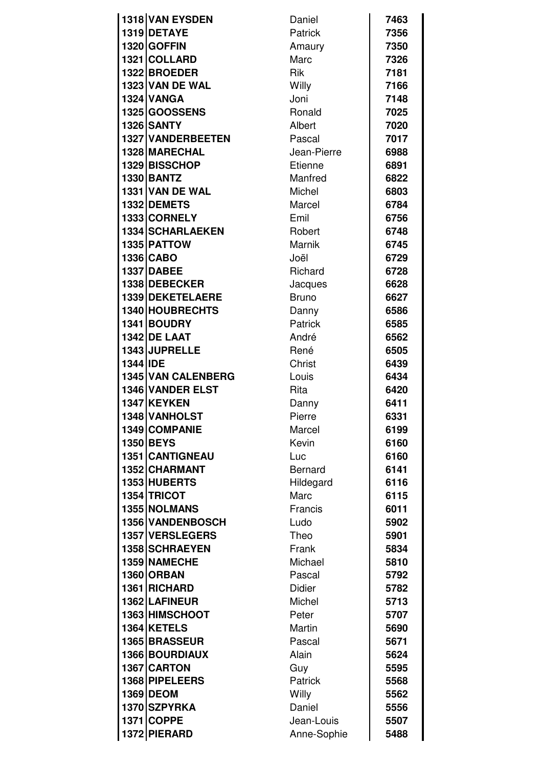| | | | |
|---|---|---|---|
| 1318 | VAN EYSDEN | Daniel | 7463 |
| 1319 | DETAYE | Patrick | 7356 |
| 1320 | GOFFIN | Amaury | 7350 |
| 1321 | COLLARD | Marc | 7326 |
| 1322 | BROEDER | Rik | 7181 |
| 1323 | VAN DE WAL | Willy | 7166 |
| 1324 | VANGA | Joni | 7148 |
| 1325 | GOOSSENS | Ronald | 7025 |
| 1326 | SANTY | Albert | 7020 |
| 1327 | VANDERBEETEN | Pascal | 7017 |
| 1328 | MARECHAL | Jean-Pierre | 6988 |
| 1329 | BISSCHOP | Etienne | 6891 |
| 1330 | BANTZ | Manfred | 6822 |
| 1331 | VAN DE WAL | Michel | 6803 |
| 1332 | DEMETS | Marcel | 6784 |
| 1333 | CORNELY | Emil | 6756 |
| 1334 | SCHARLAEKEN | Robert | 6748 |
| 1335 | PATTOW | Marnik | 6745 |
| 1336 | CABO | Joël | 6729 |
| 1337 | DABEE | Richard | 6728 |
| 1338 | DEBECKER | Jacques | 6628 |
| 1339 | DEKETELAERE | Bruno | 6627 |
| 1340 | HOUBRECHTS | Danny | 6586 |
| 1341 | BOUDRY | Patrick | 6585 |
| 1342 | DE LAAT | André | 6562 |
| 1343 | JUPRELLE | René | 6505 |
| 1344 | IDE | Christ | 6439 |
| 1345 | VAN CALENBERG | Louis | 6434 |
| 1346 | VANDER ELST | Rita | 6420 |
| 1347 | KEYKEN | Danny | 6411 |
| 1348 | VANHOLST | Pierre | 6331 |
| 1349 | COMPANIE | Marcel | 6199 |
| 1350 | BEYS | Kevin | 6160 |
| 1351 | CANTIGNEAU | Luc | 6160 |
| 1352 | CHARMANT | Bernard | 6141 |
| 1353 | HUBERTS | Hildegard | 6116 |
| 1354 | TRICOT | Marc | 6115 |
| 1355 | NOLMANS | Francis | 6011 |
| 1356 | VANDENBOSCH | Ludo | 5902 |
| 1357 | VERSLEGERS | Theo | 5901 |
| 1358 | SCHRAEYEN | Frank | 5834 |
| 1359 | NAMECHE | Michael | 5810 |
| 1360 | ORBAN | Pascal | 5792 |
| 1361 | RICHARD | Didier | 5782 |
| 1362 | LAFINEUR | Michel | 5713 |
| 1363 | HIMSCHOOT | Peter | 5707 |
| 1364 | KETELS | Martin | 5690 |
| 1365 | BRASSEUR | Pascal | 5671 |
| 1366 | BOURDIAUX | Alain | 5624 |
| 1367 | CARTON | Guy | 5595 |
| 1368 | PIPELEERS | Patrick | 5568 |
| 1369 | DEOM | Willy | 5562 |
| 1370 | SZPYRKA | Daniel | 5556 |
| 1371 | COPPE | Jean-Louis | 5507 |
| 1372 | PIERARD | Anne-Sophie | 5488 |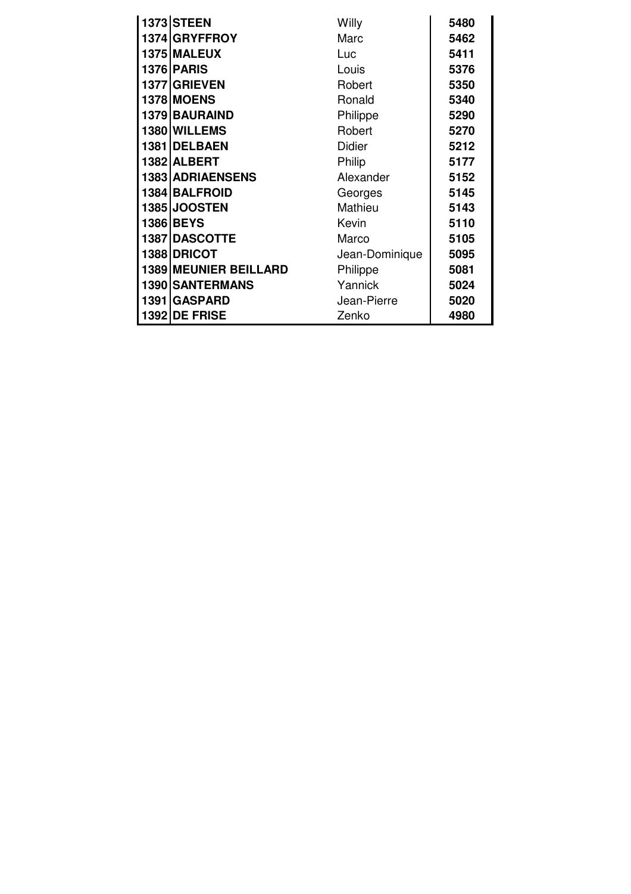| | | | |
|---|---|---|---|
| **1373** | **STEEN** | Willy | **5480** |
| **1374** | **GRYFFROY** | Marc | **5462** |
| **1375** | **MALEUX** | Luc | **5411** |
| **1376** | **PARIS** | Louis | **5376** |
| **1377** | **GRIEVEN** | Robert | **5350** |
| **1378** | **MOENS** | Ronald | **5340** |
| **1379** | **BAURAIND** | Philippe | **5290** |
| **1380** | **WILLEMS** | Robert | **5270** |
| **1381** | **DELBAEN** | Didier | **5212** |
| **1382** | **ALBERT** | Philip | **5177** |
| **1383** | **ADRIAENSENS** | Alexander | **5152** |
| **1384** | **BALFROID** | Georges | **5145** |
| **1385** | **JOOSTEN** | Mathieu | **5143** |
| **1386** | **BEYS** | Kevin | **5110** |
| **1387** | **DASCOTTE** | Marco | **5105** |
| **1388** | **DRICOT** | Jean-Dominique | **5095** |
| **1389** | **MEUNIER BEILLARD** | Philippe | **5081** |
| **1390** | **SANTERMANS** | Yannick | **5024** |
| **1391** | **GASPARD** | Jean-Pierre | **5020** |
| **1392** | **DE FRISE** | Zenko | **4980** |